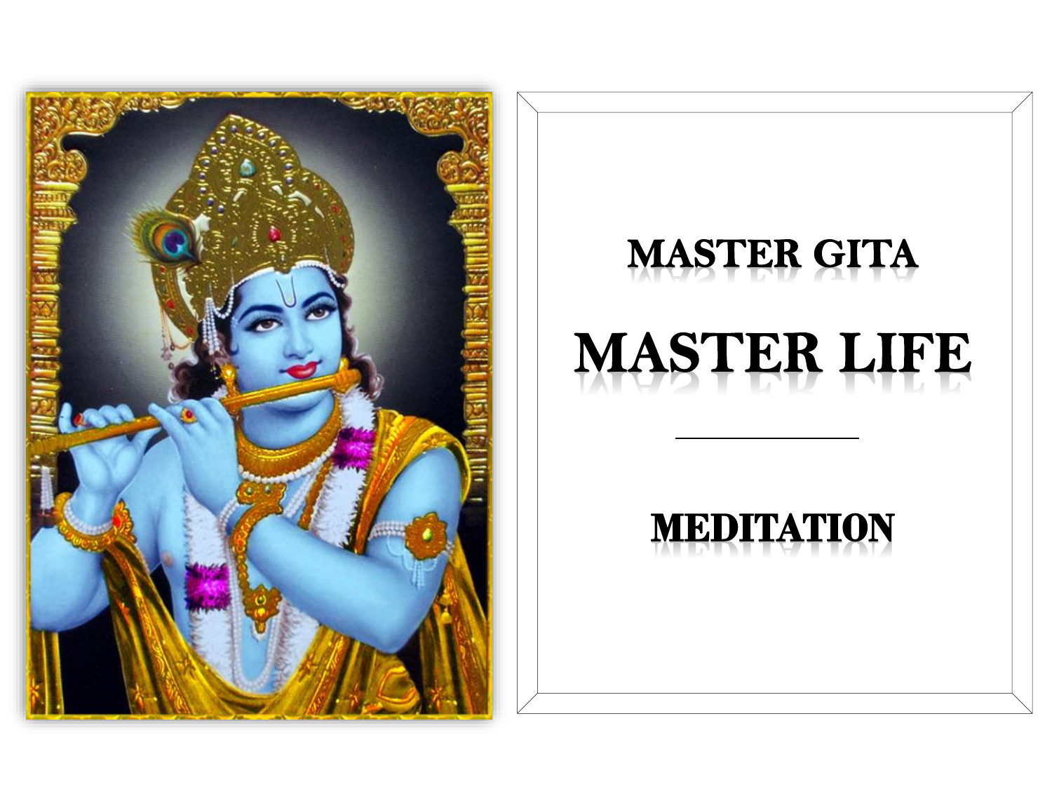# MASTER GITA

# MASTER LIFE

---

## MEDITATION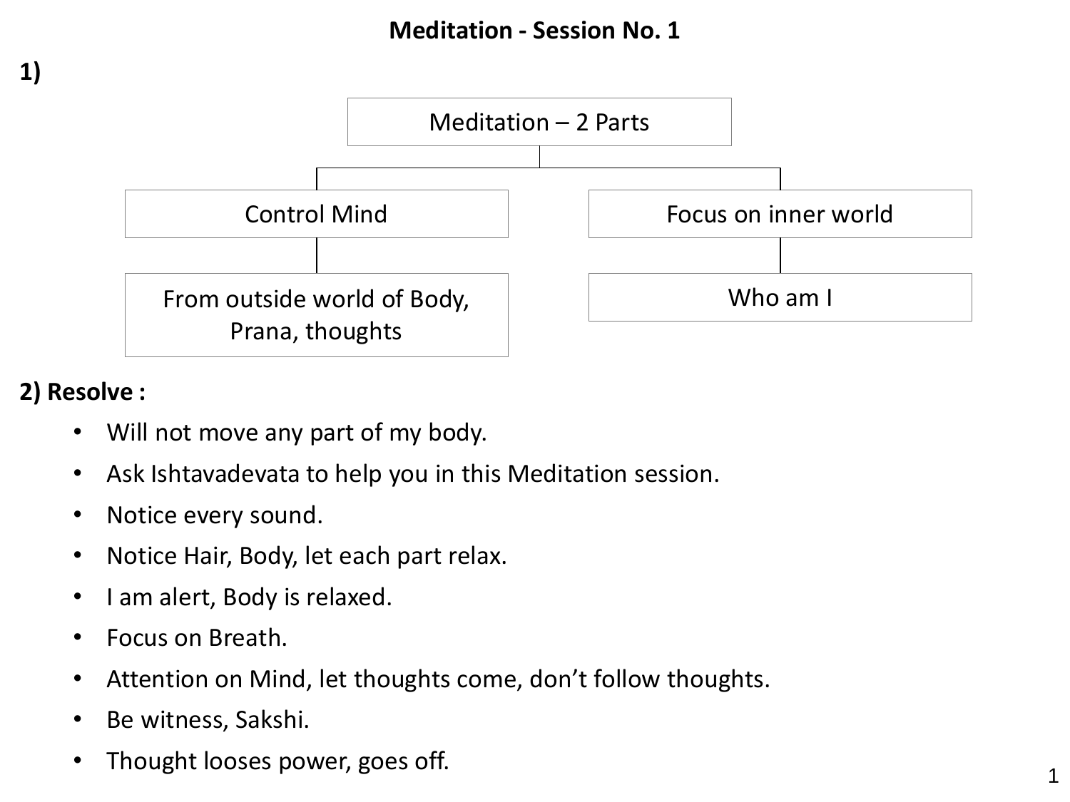# Meditation - Session No. 1

**1)**

- Meditation – 2 Parts
  - Control Mind
    - From outside world of Body, Prana, thoughts
  - Focus on inner world
    - Who am I

**2) Resolve :**

- Will not move any part of my body.
- Ask Ishtavadevata to help you in this Meditation session.
- Notice every sound.
- Notice Hair, Body, let each part relax.
- I am alert, Body is relaxed.
- Focus on Breath.
- Attention on Mind, let thoughts come, don't follow thoughts.
- Be witness, Sakshi.
- Thought looses power, goes off.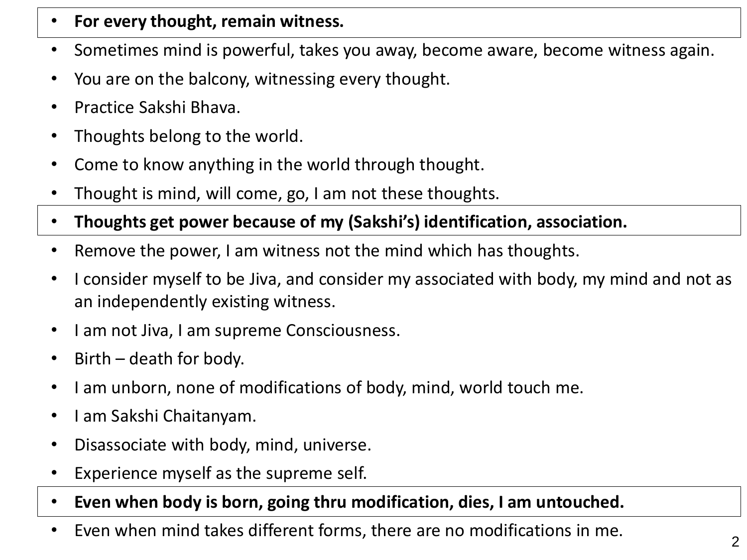- **For every thought, remain witness.**
- Sometimes mind is powerful, takes you away, become aware, become witness again.
- You are on the balcony, witnessing every thought.
- Practice Sakshi Bhava.
- Thoughts belong to the world.
- Come to know anything in the world through thought.
- Thought is mind, will come, go, I am not these thoughts.
- **Thoughts get power because of my (Sakshi's) identification, association.**
- Remove the power, I am witness not the mind which has thoughts.
- I consider myself to be Jiva, and consider my associated with body, my mind and not as an independently existing witness.
- I am not Jiva, I am supreme Consciousness.
- Birth – death for body.
- I am unborn, none of modifications of body, mind, world touch me.
- I am Sakshi Chaitanyam.
- Disassociate with body, mind, universe.
- Experience myself as the supreme self.
- **Even when body is born, going thru modification, dies, I am untouched.**
- Even when mind takes different forms, there are no modifications in me.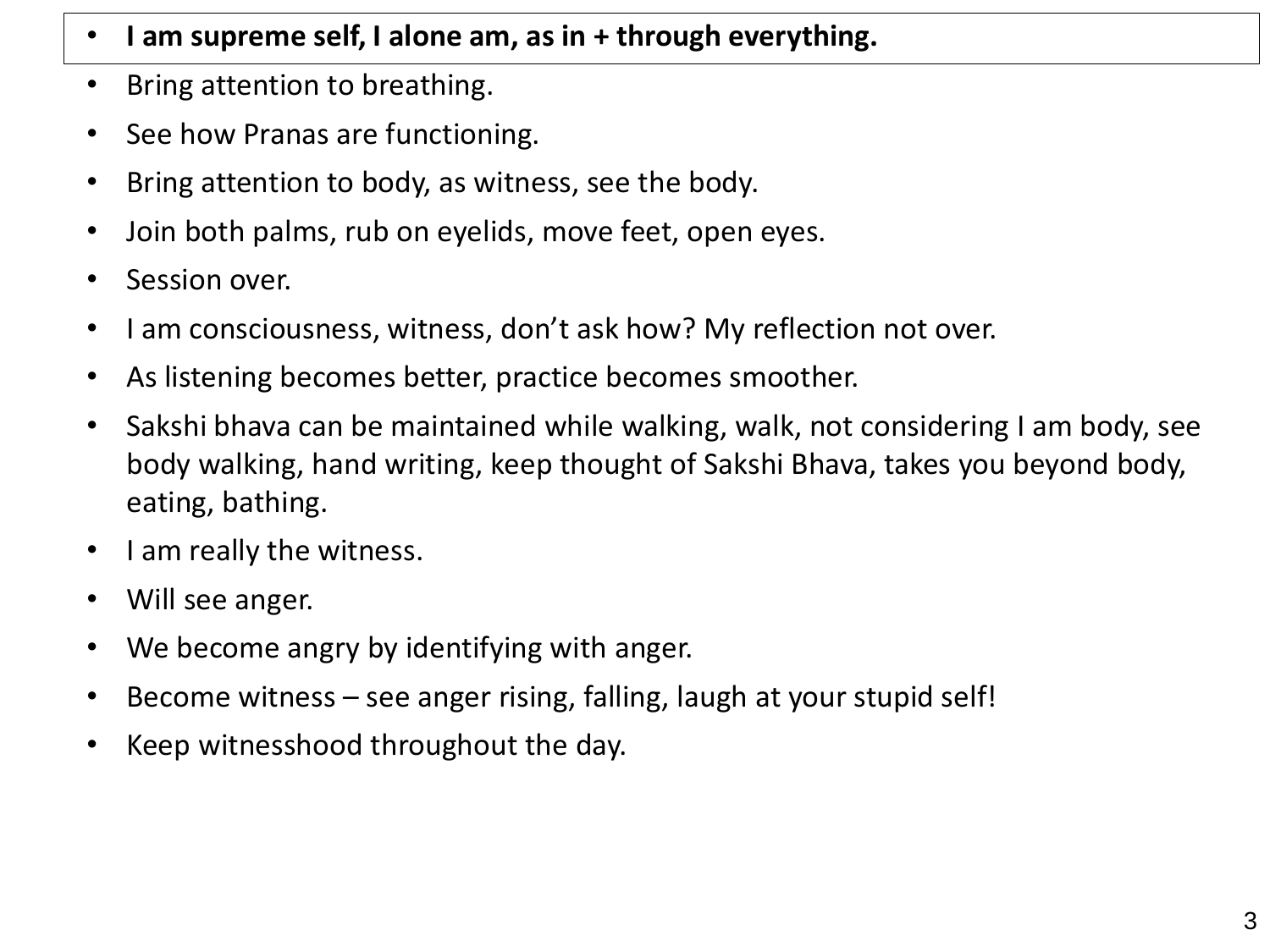- **I am supreme self, I alone am, as in + through everything.**
- Bring attention to breathing.
- See how Pranas are functioning.
- Bring attention to body, as witness, see the body.
- Join both palms, rub on eyelids, move feet, open eyes.
- Session over.
- I am consciousness, witness, don't ask how? My reflection not over.
- As listening becomes better, practice becomes smoother.
- Sakshi bhava can be maintained while walking, walk, not considering I am body, see body walking, hand writing, keep thought of Sakshi Bhava, takes you beyond body, eating, bathing.
- I am really the witness.
- Will see anger.
- We become angry by identifying with anger.
- Become witness – see anger rising, falling, laugh at your stupid self!
- Keep witnesshood throughout the day.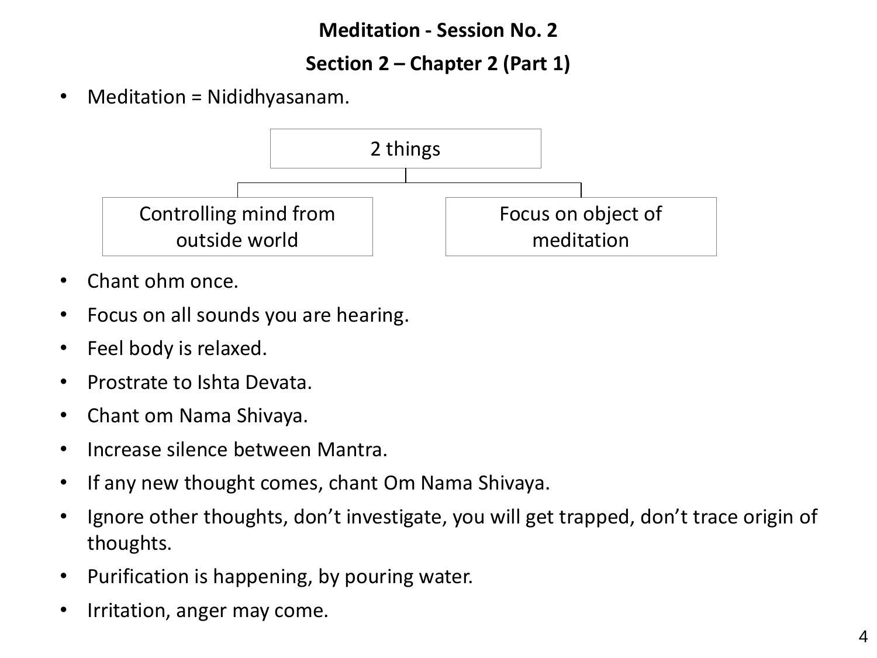**Meditation - Session No. 2**

**Section 2 – Chapter 2 (Part 1)**

- Meditation = Nididhyasanam.

2 things
- Controlling mind from outside world
- Focus on object of meditation

- Chant ohm once.
- Focus on all sounds you are hearing.
- Feel body is relaxed.
- Prostrate to Ishta Devata.
- Chant om Nama Shivaya.
- Increase silence between Mantra.
- If any new thought comes, chant Om Nama Shivaya.
- Ignore other thoughts, don't investigate, you will get trapped, don't trace origin of thoughts.
- Purification is happening, by pouring water.
- Irritation, anger may come.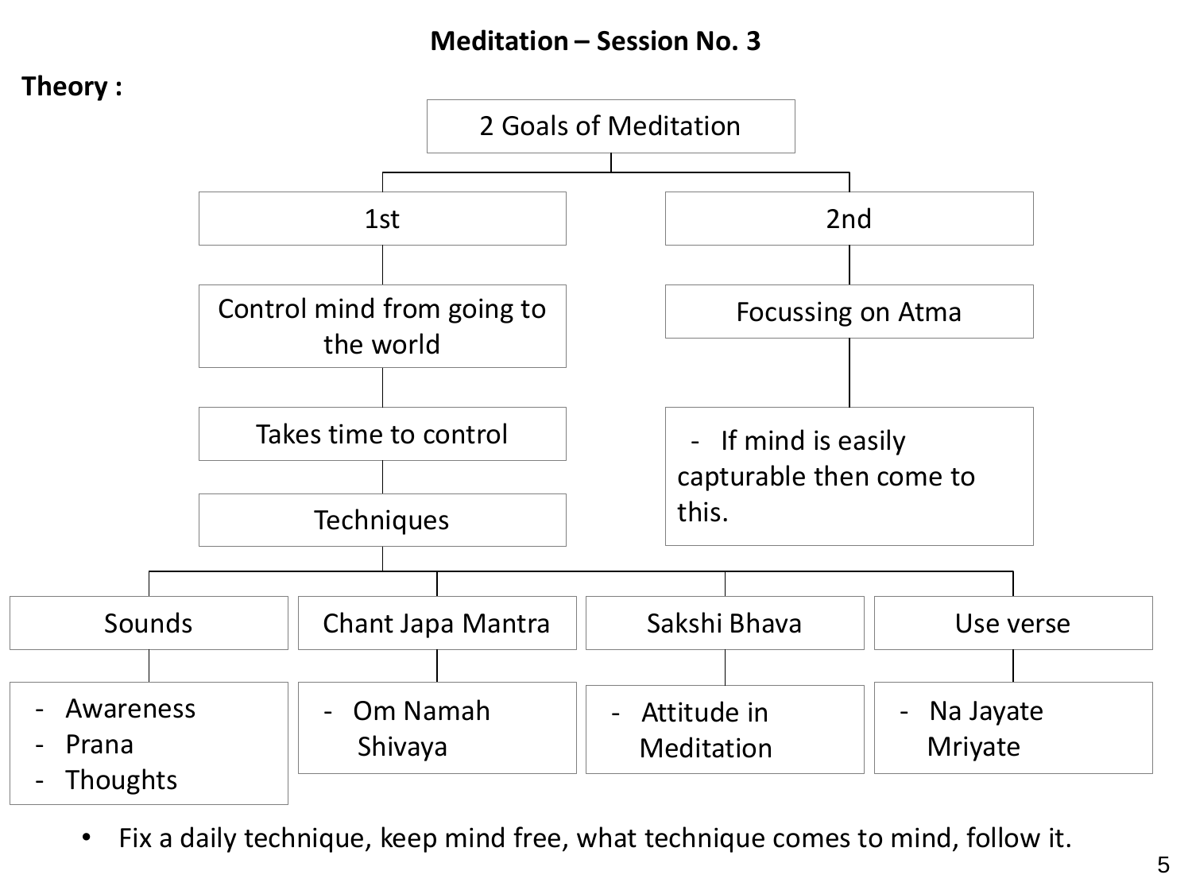# Meditation – Session No. 3

**Theory :**

- **2 Goals of Meditation**
  - **1st**
    - Control mind from going to the world
    - Takes time to control
    - Techniques
      - Sounds
        - Awareness
        - Prana
        - Thoughts
      - Chant Japa Mantra
        - Om Namah Shivaya
      - Sakshi Bhava
        - Attitude in Meditation
      - Use verse
        - Na Jayate Mriyate
  - **2nd**
    - Focussing on Atma
    - If mind is easily capturable then come to this.

- Fix a daily technique, keep mind free, what technique comes to mind, follow it.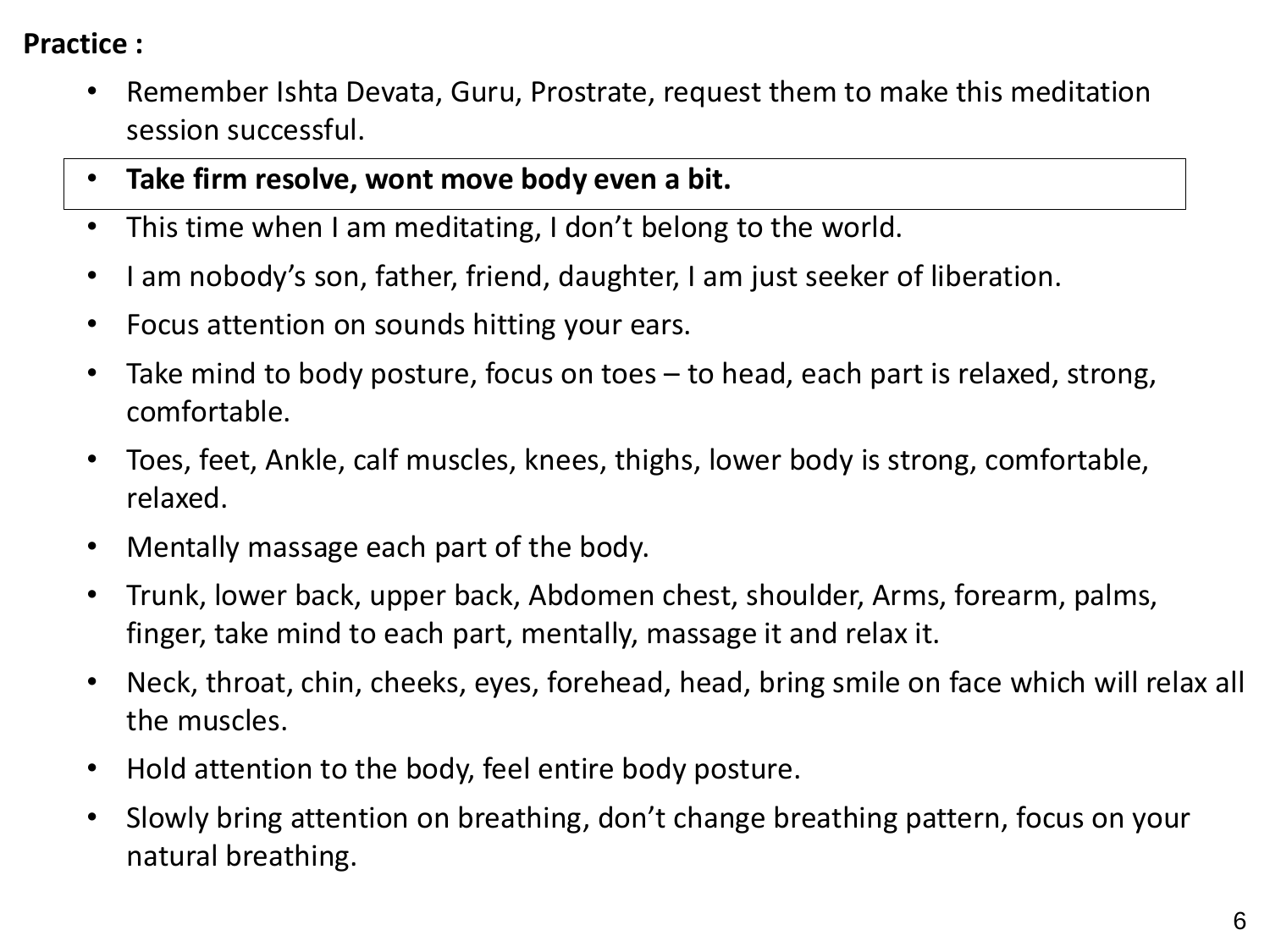**Practice :**

- Remember Ishta Devata, Guru, Prostrate, request them to make this meditation session successful.
- **Take firm resolve, wont move body even a bit.**
- This time when I am meditating, I don't belong to the world.
- I am nobody's son, father, friend, daughter, I am just seeker of liberation.
- Focus attention on sounds hitting your ears.
- Take mind to body posture, focus on toes – to head, each part is relaxed, strong, comfortable.
- Toes, feet, Ankle, calf muscles, knees, thighs, lower body is strong, comfortable, relaxed.
- Mentally massage each part of the body.
- Trunk, lower back, upper back, Abdomen chest, shoulder, Arms, forearm, palms, finger, take mind to each part, mentally, massage it and relax it.
- Neck, throat, chin, cheeks, eyes, forehead, head, bring smile on face which will relax all the muscles.
- Hold attention to the body, feel entire body posture.
- Slowly bring attention on breathing, don't change breathing pattern, focus on your natural breathing.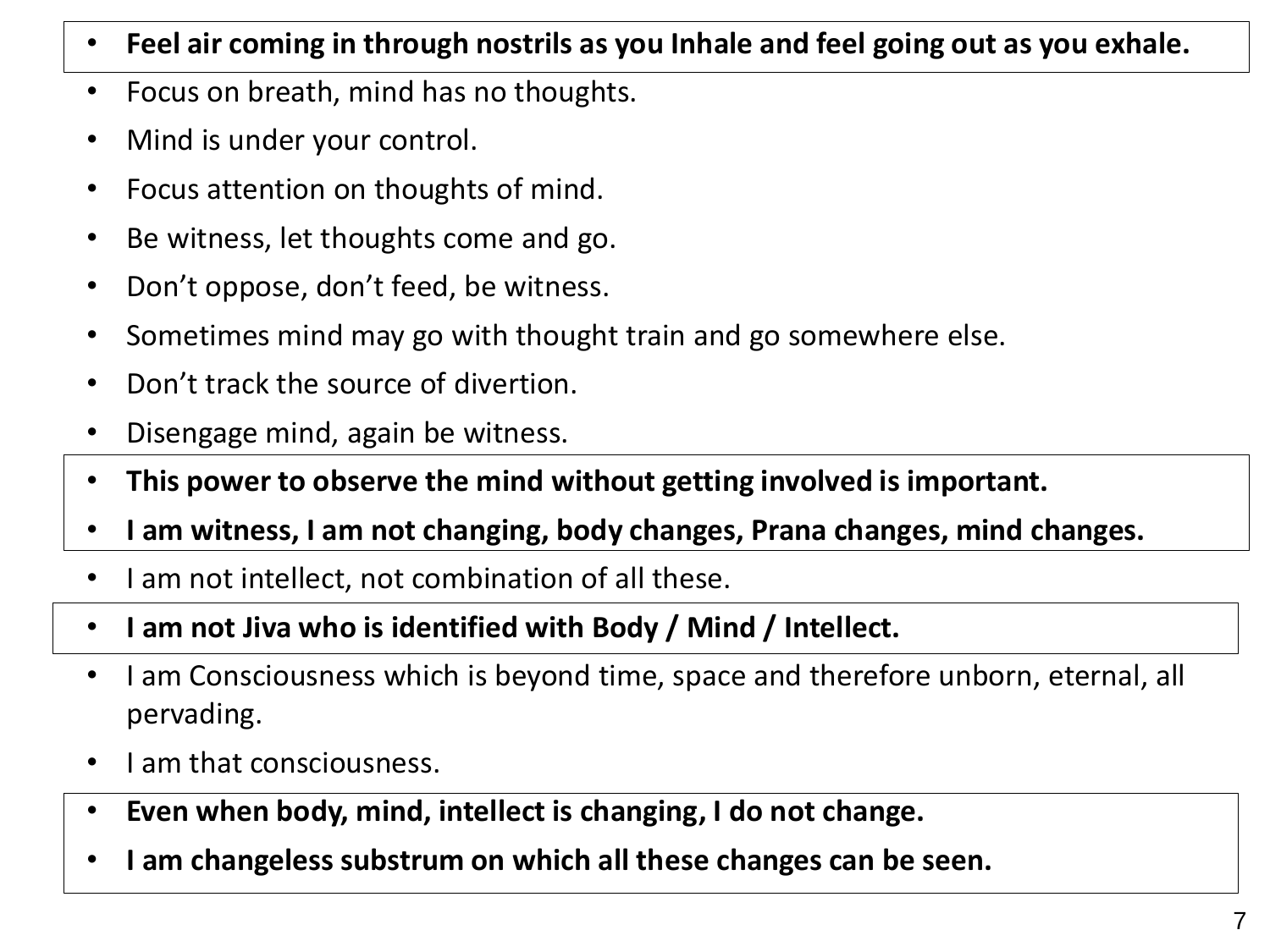- **Feel air coming in through nostrils as you Inhale and feel going out as you exhale.**
- Focus on breath, mind has no thoughts.
- Mind is under your control.
- Focus attention on thoughts of mind.
- Be witness, let thoughts come and go.
- Don't oppose, don't feed, be witness.
- Sometimes mind may go with thought train and go somewhere else.
- Don't track the source of divertion.
- Disengage mind, again be witness.
- **This power to observe the mind without getting involved is important.**
- **I am witness, I am not changing, body changes, Prana changes, mind changes.**
- I am not intellect, not combination of all these.
- **I am not Jiva who is identified with Body / Mind / Intellect.**
- I am Consciousness which is beyond time, space and therefore unborn, eternal, all pervading.
- I am that consciousness.
- **Even when body, mind, intellect is changing, I do not change.**
- **I am changeless substrum on which all these changes can be seen.**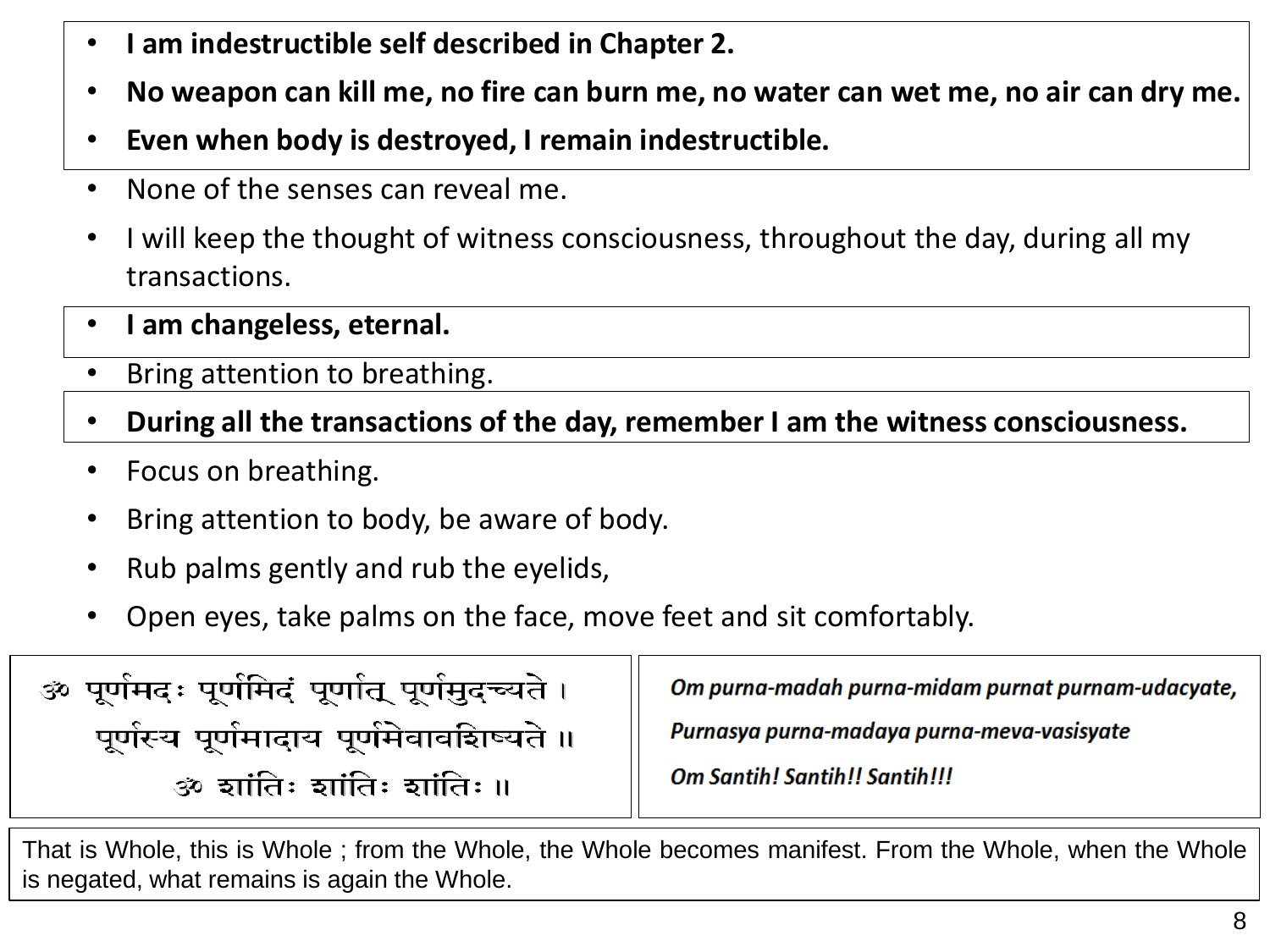- **I am indestructible self described in Chapter 2.**
- **No weapon can kill me, no fire can burn me, no water can wet me, no air can dry me.**
- **Even when body is destroyed, I remain indestructible.**
- None of the senses can reveal me.
- I will keep the thought of witness consciousness, throughout the day, during all my transactions.
- **I am changeless, eternal.**
- Bring attention to breathing.
- **During all the transactions of the day, remember I am the witness consciousness.**
- Focus on breathing.
- Bring attention to body, be aware of body.
- Rub palms gently and rub the eyelids,
- Open eyes, take palms on the face, move feet and sit comfortably.

ॐ पूर्णमदः पूर्णमिदं पूर्णात् पूर्णमुदच्यते ।
पूर्णस्य पूर्णमादाय पूर्णमेवावशिष्यते ॥
ॐ शांतिः शांतिः शांतिः ॥

*Om purna-madah purna-midam purnat purnam-udacyate,*
*Purnasya purna-madaya purna-meva-vasisyate*
*Om Santih! Santih!! Santih!!!*

That is Whole, this is Whole ; from the Whole, the Whole becomes manifest. From the Whole, when the Whole is negated, what remains is again the Whole.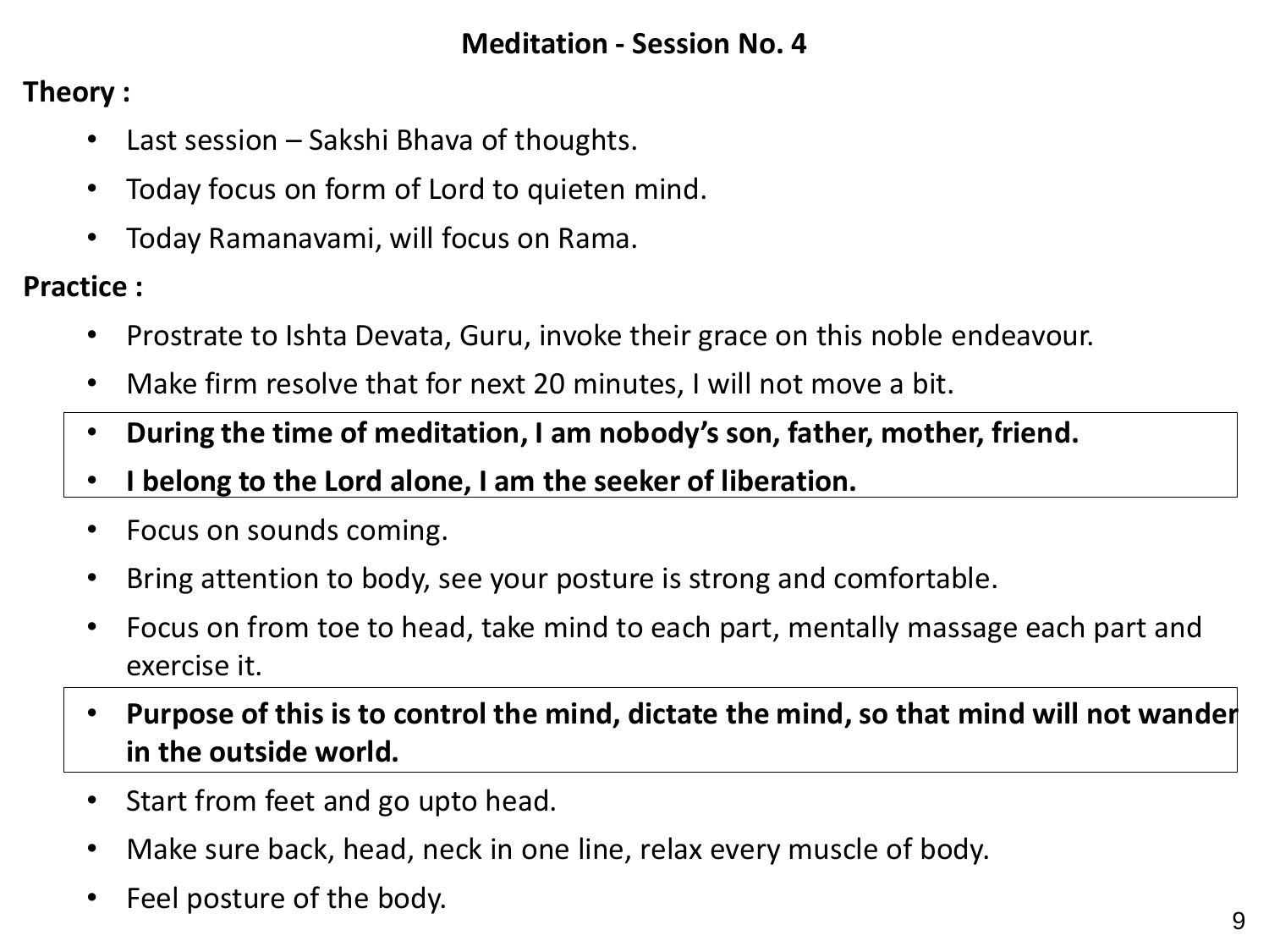# Meditation - Session No. 4

**Theory :**

- Last session – Sakshi Bhava of thoughts.
- Today focus on form of Lord to quieten mind.
- Today Ramanavami, will focus on Rama.

**Practice :**

- Prostrate to Ishta Devata, Guru, invoke their grace on this noble endeavour.
- Make firm resolve that for next 20 minutes, I will not move a bit.
- **During the time of meditation, I am nobody's son, father, mother, friend.**
- **I belong to the Lord alone, I am the seeker of liberation.**
- Focus on sounds coming.
- Bring attention to body, see your posture is strong and comfortable.
- Focus on from toe to head, take mind to each part, mentally massage each part and exercise it.
- **Purpose of this is to control the mind, dictate the mind, so that mind will not wander in the outside world.**
- Start from feet and go upto head.
- Make sure back, head, neck in one line, relax every muscle of body.
- Feel posture of the body.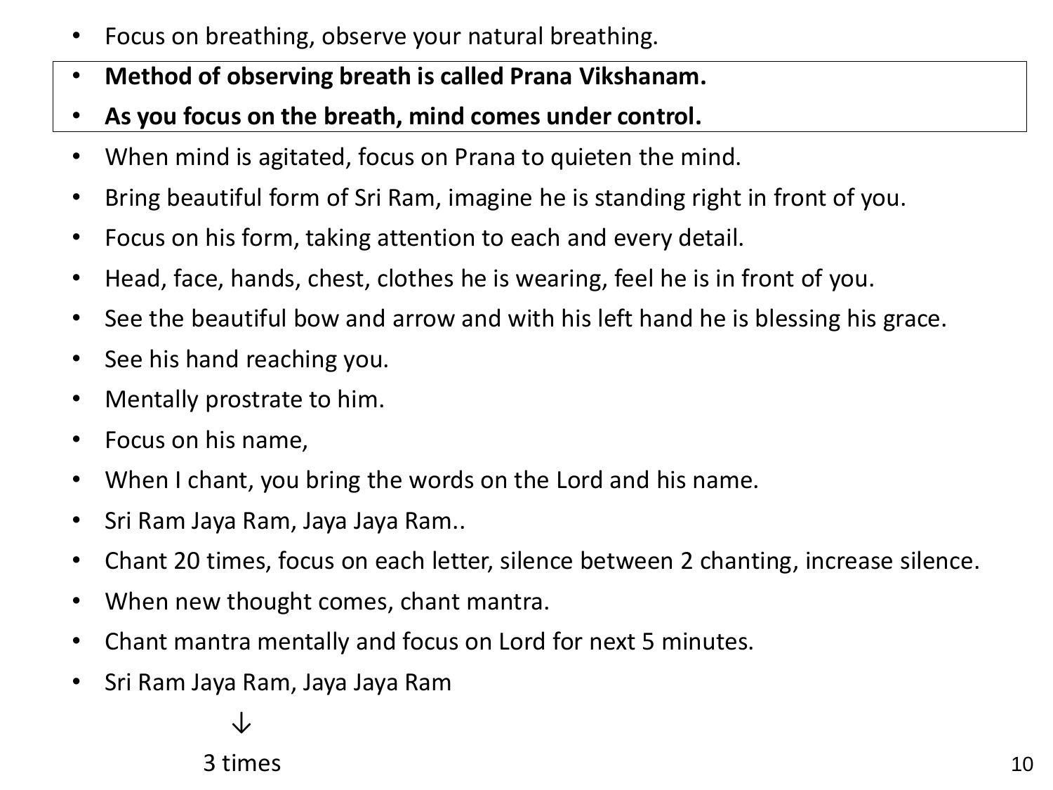- Focus on breathing, observe your natural breathing.
- **Method of observing breath is called Prana Vikshanam.**
- **As you focus on the breath, mind comes under control.**
- When mind is agitated, focus on Prana to quieten the mind.
- Bring beautiful form of Sri Ram, imagine he is standing right in front of you.
- Focus on his form, taking attention to each and every detail.
- Head, face, hands, chest, clothes he is wearing, feel he is in front of you.
- See the beautiful bow and arrow and with his left hand he is blessing his grace.
- See his hand reaching you.
- Mentally prostrate to him.
- Focus on his name,
- When I chant, you bring the words on the Lord and his name.
- Sri Ram Jaya Ram, Jaya Jaya Ram..
- Chant 20 times, focus on each letter, silence between 2 chanting, increase silence.
- When new thought comes, chant mantra.
- Chant mantra mentally and focus on Lord for next 5 minutes.
- Sri Ram Jaya Ram, Jaya Jaya Ram

↓

3 times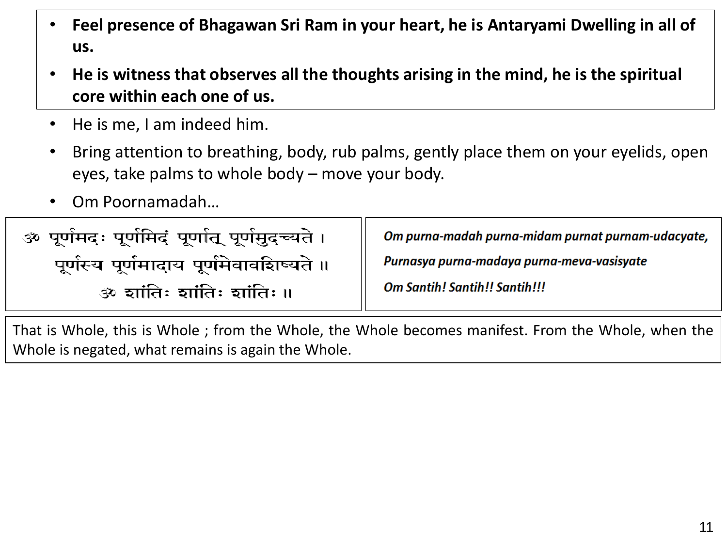- **Feel presence of Bhagawan Sri Ram in your heart, he is Antaryami Dwelling in all of us.**
- **He is witness that observes all the thoughts arising in the mind, he is the spiritual core within each one of us.**
- He is me, I am indeed him.
- Bring attention to breathing, body, rub palms, gently place them on your eyelids, open eyes, take palms to whole body – move your body.
- Om Poornamadah…

ॐ पूर्णमदः पूर्णमिदं पूर्णात् पूर्णमुदच्यते ।
पूर्णस्य पूर्णमादाय पूर्णमेवावशिष्यते ॥
ॐ शांतिः शांतिः शांतिः ॥

***Om purna-madah purna-midam purnat purnam-udacyate,***
***Purnasya purna-madaya purna-meva-vasisyate***
***Om Santih! Santih!! Santih!!!***

That is Whole, this is Whole ; from the Whole, the Whole becomes manifest. From the Whole, when the Whole is negated, what remains is again the Whole.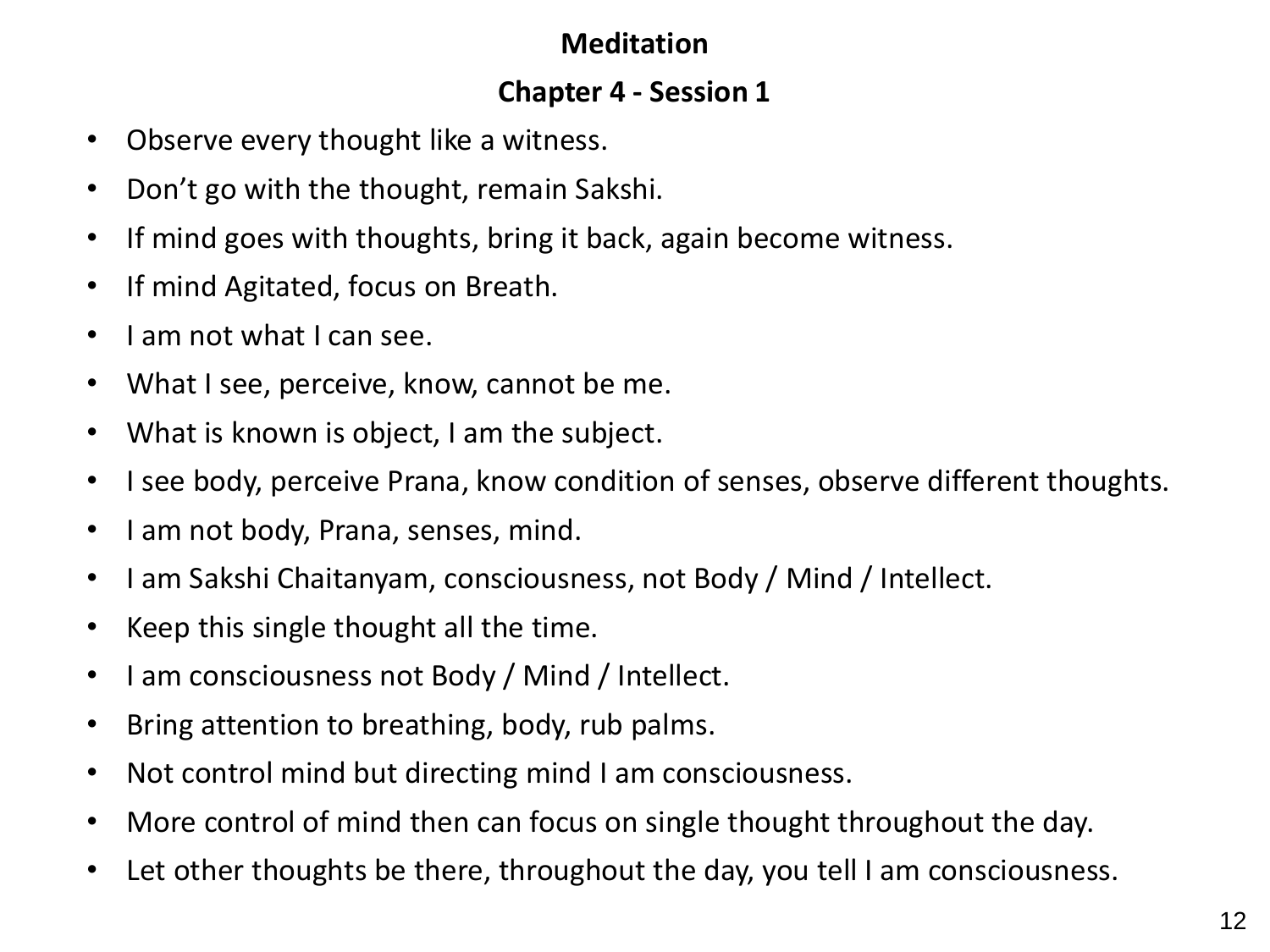# Meditation

## Chapter 4 - Session 1

- Observe every thought like a witness.
- Don't go with the thought, remain Sakshi.
- If mind goes with thoughts, bring it back, again become witness.
- If mind Agitated, focus on Breath.
- I am not what I can see.
- What I see, perceive, know, cannot be me.
- What is known is object, I am the subject.
- I see body, perceive Prana, know condition of senses, observe different thoughts.
- I am not body, Prana, senses, mind.
- I am Sakshi Chaitanyam, consciousness, not Body / Mind / Intellect.
- Keep this single thought all the time.
- I am consciousness not Body / Mind / Intellect.
- Bring attention to breathing, body, rub palms.
- Not control mind but directing mind I am consciousness.
- More control of mind then can focus on single thought throughout the day.
- Let other thoughts be there, throughout the day, you tell I am consciousness.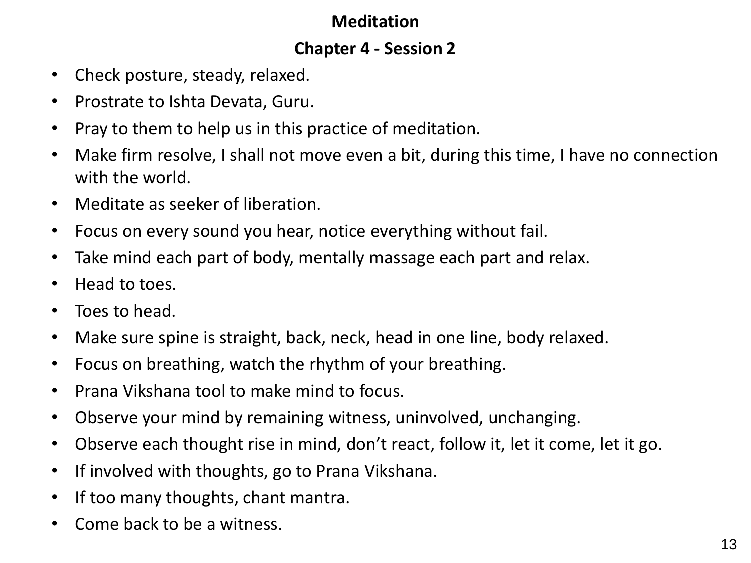# Meditation

## Chapter 4 - Session 2

- Check posture, steady, relaxed.
- Prostrate to Ishta Devata, Guru.
- Pray to them to help us in this practice of meditation.
- Make firm resolve, I shall not move even a bit, during this time, I have no connection with the world.
- Meditate as seeker of liberation.
- Focus on every sound you hear, notice everything without fail.
- Take mind each part of body, mentally massage each part and relax.
- Head to toes.
- Toes to head.
- Make sure spine is straight, back, neck, head in one line, body relaxed.
- Focus on breathing, watch the rhythm of your breathing.
- Prana Vikshana tool to make mind to focus.
- Observe your mind by remaining witness, uninvolved, unchanging.
- Observe each thought rise in mind, don't react, follow it, let it come, let it go.
- If involved with thoughts, go to Prana Vikshana.
- If too many thoughts, chant mantra.
- Come back to be a witness.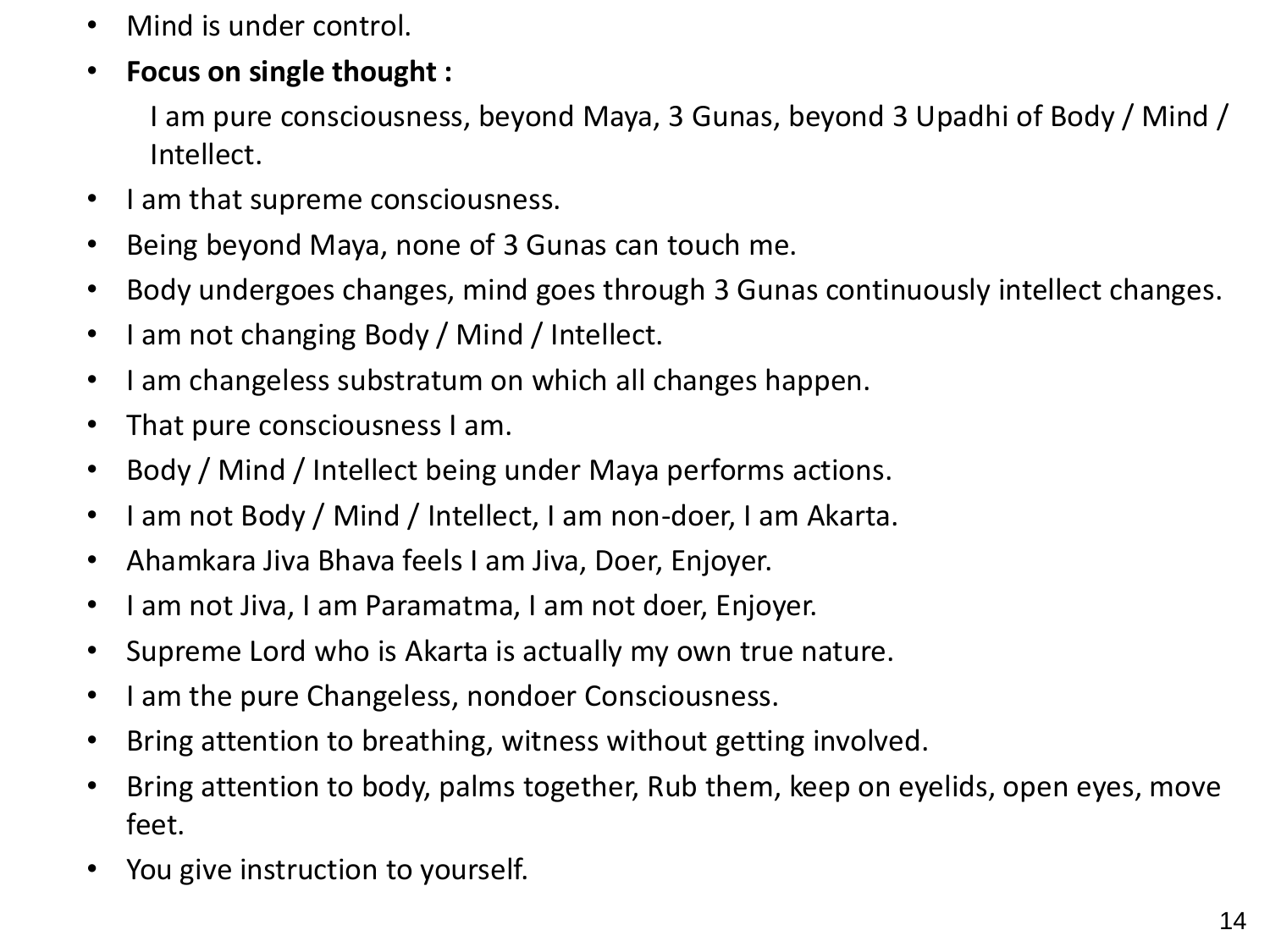- Mind is under control.
- **Focus on single thought :**

  I am pure consciousness, beyond Maya, 3 Gunas, beyond 3 Upadhi of Body / Mind / Intellect.
- I am that supreme consciousness.
- Being beyond Maya, none of 3 Gunas can touch me.
- Body undergoes changes, mind goes through 3 Gunas continuously intellect changes.
- I am not changing Body / Mind / Intellect.
- I am changeless substratum on which all changes happen.
- That pure consciousness I am.
- Body / Mind / Intellect being under Maya performs actions.
- I am not Body / Mind / Intellect, I am non-doer, I am Akarta.
- Ahamkara Jiva Bhava feels I am Jiva, Doer, Enjoyer.
- I am not Jiva, I am Paramatma, I am not doer, Enjoyer.
- Supreme Lord who is Akarta is actually my own true nature.
- I am the pure Changeless, nondoer Consciousness.
- Bring attention to breathing, witness without getting involved.
- Bring attention to body, palms together, Rub them, keep on eyelids, open eyes, move feet.
- You give instruction to yourself.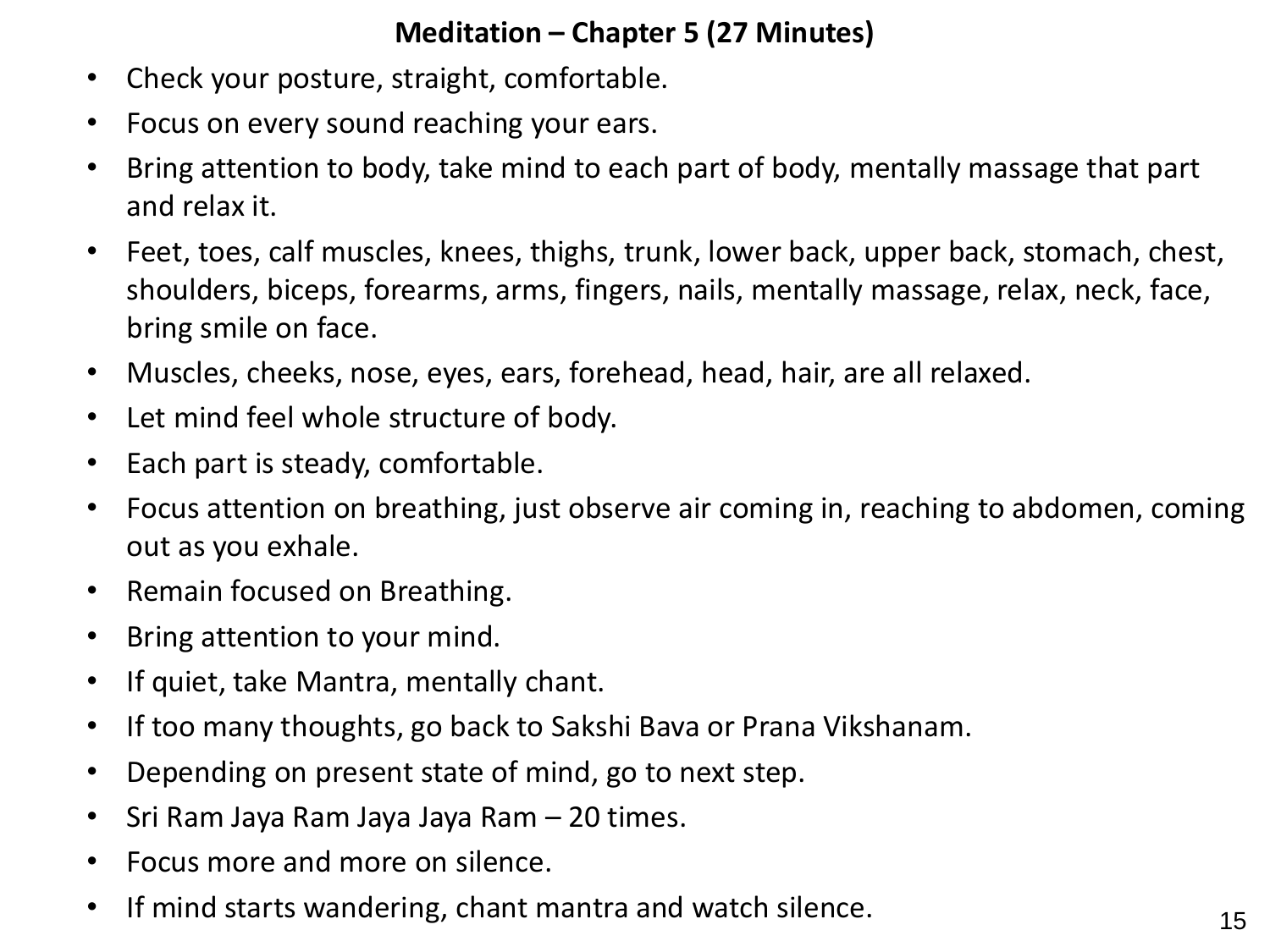## Meditation – Chapter 5 (27 Minutes)

- Check your posture, straight, comfortable.
- Focus on every sound reaching your ears.
- Bring attention to body, take mind to each part of body, mentally massage that part and relax it.
- Feet, toes, calf muscles, knees, thighs, trunk, lower back, upper back, stomach, chest, shoulders, biceps, forearms, arms, fingers, nails, mentally massage, relax, neck, face, bring smile on face.
- Muscles, cheeks, nose, eyes, ears, forehead, head, hair, are all relaxed.
- Let mind feel whole structure of body.
- Each part is steady, comfortable.
- Focus attention on breathing, just observe air coming in, reaching to abdomen, coming out as you exhale.
- Remain focused on Breathing.
- Bring attention to your mind.
- If quiet, take Mantra, mentally chant.
- If too many thoughts, go back to Sakshi Bava or Prana Vikshanam.
- Depending on present state of mind, go to next step.
- Sri Ram Jaya Ram Jaya Jaya Ram – 20 times.
- Focus more and more on silence.
- If mind starts wandering, chant mantra and watch silence.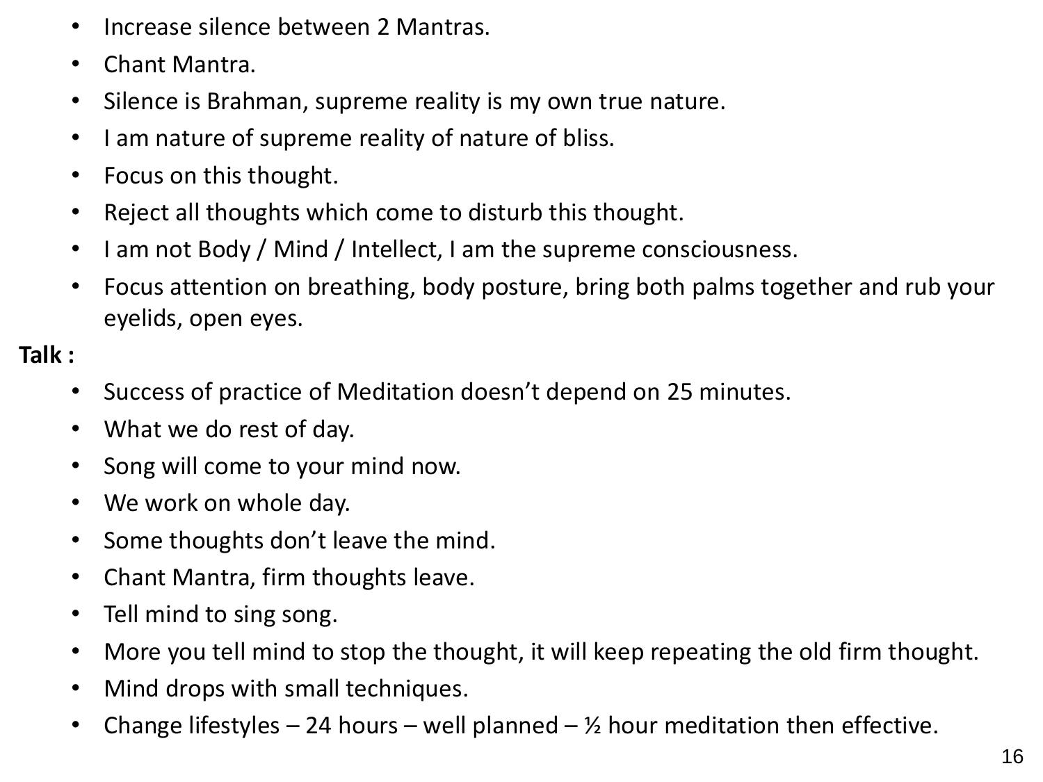- Increase silence between 2 Mantras.
- Chant Mantra.
- Silence is Brahman, supreme reality is my own true nature.
- I am nature of supreme reality of nature of bliss.
- Focus on this thought.
- Reject all thoughts which come to disturb this thought.
- I am not Body / Mind / Intellect, I am the supreme consciousness.
- Focus attention on breathing, body posture, bring both palms together and rub your eyelids, open eyes.

**Talk :**

- Success of practice of Meditation doesn't depend on 25 minutes.
- What we do rest of day.
- Song will come to your mind now.
- We work on whole day.
- Some thoughts don't leave the mind.
- Chant Mantra, firm thoughts leave.
- Tell mind to sing song.
- More you tell mind to stop the thought, it will keep repeating the old firm thought.
- Mind drops with small techniques.
- Change lifestyles – 24 hours – well planned – ½ hour meditation then effective.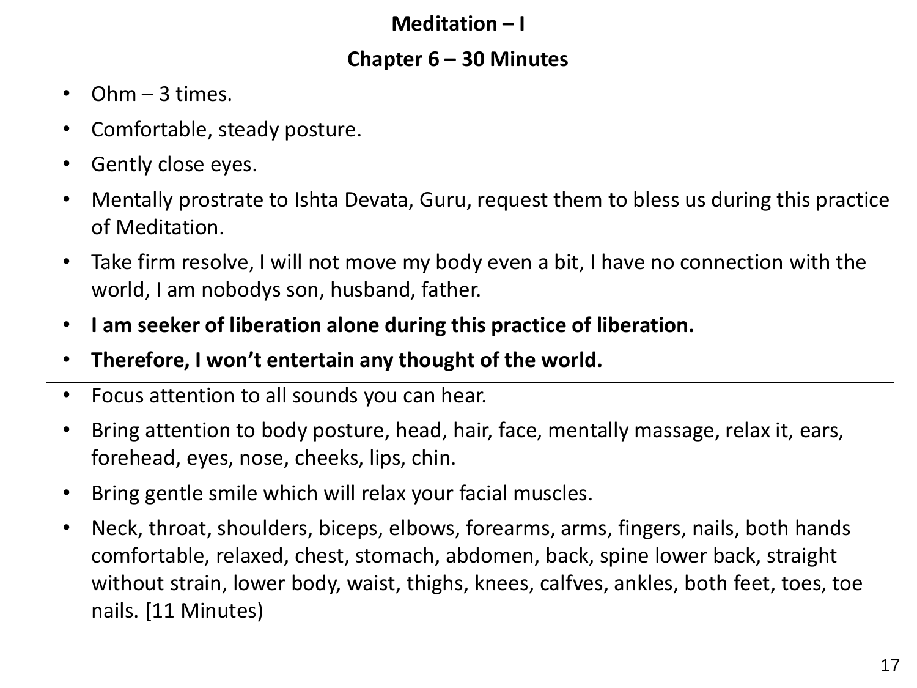# Meditation – I

## Chapter 6 – 30 Minutes

- Ohm – 3 times.
- Comfortable, steady posture.
- Gently close eyes.
- Mentally prostrate to Ishta Devata, Guru, request them to bless us during this practice of Meditation.
- Take firm resolve, I will not move my body even a bit, I have no connection with the world, I am nobodys son, husband, father.
- **I am seeker of liberation alone during this practice of liberation.**
- **Therefore, I won't entertain any thought of the world.**
- Focus attention to all sounds you can hear.
- Bring attention to body posture, head, hair, face, mentally massage, relax it, ears, forehead, eyes, nose, cheeks, lips, chin.
- Bring gentle smile which will relax your facial muscles.
- Neck, throat, shoulders, biceps, elbows, forearms, arms, fingers, nails, both hands comfortable, relaxed, chest, stomach, abdomen, back, spine lower back, straight without strain, lower body, waist, thighs, knees, calfves, ankles, both feet, toes, toe nails. [11 Minutes)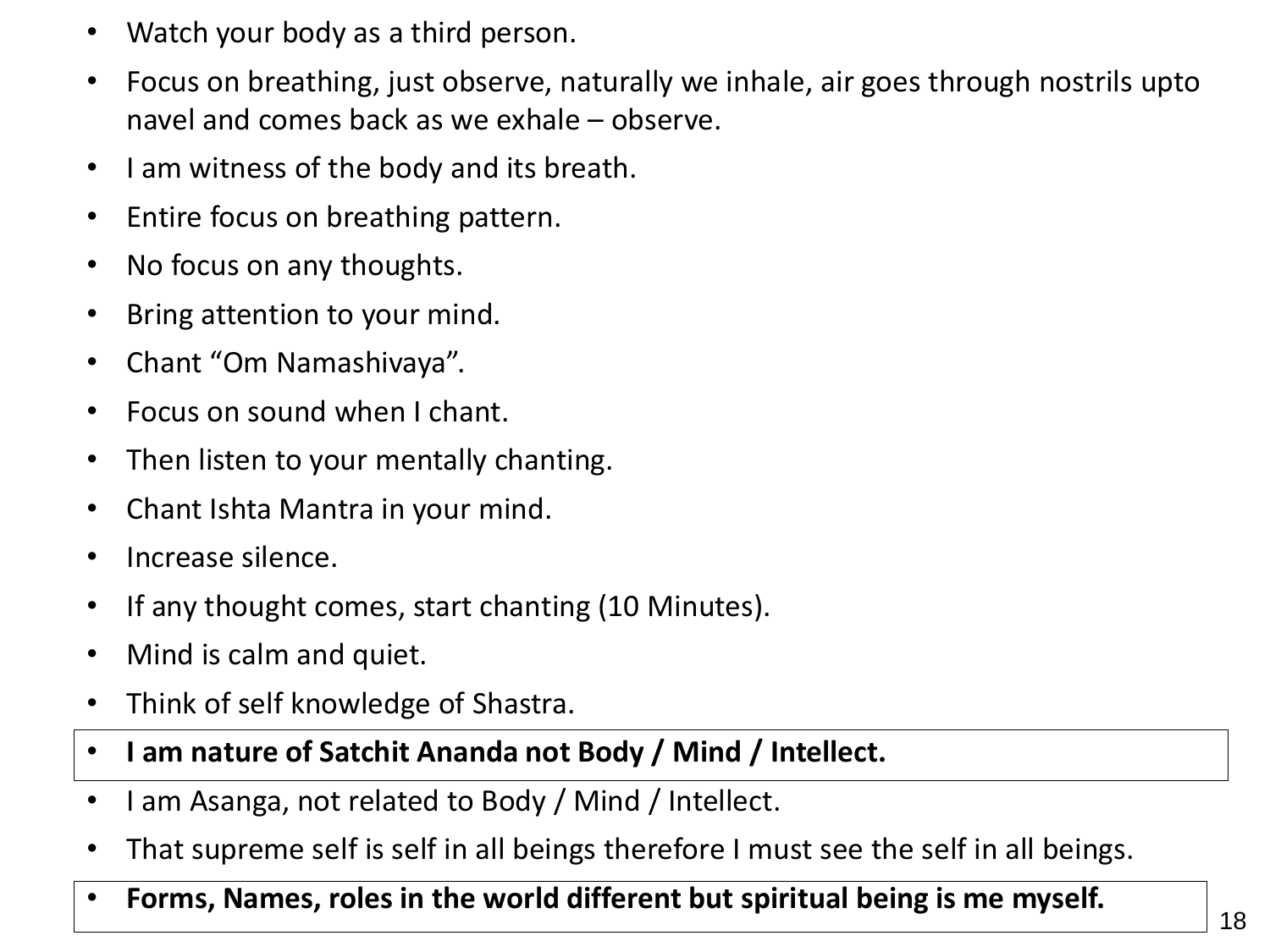- Watch your body as a third person.
- Focus on breathing, just observe, naturally we inhale, air goes through nostrils upto navel and comes back as we exhale – observe.
- I am witness of the body and its breath.
- Entire focus on breathing pattern.
- No focus on any thoughts.
- Bring attention to your mind.
- Chant "Om Namashivaya".
- Focus on sound when I chant.
- Then listen to your mentally chanting.
- Chant Ishta Mantra in your mind.
- Increase silence.
- If any thought comes, start chanting (10 Minutes).
- Mind is calm and quiet.
- Think of self knowledge of Shastra.
- **I am nature of Satchit Ananda not Body / Mind / Intellect.**
- I am Asanga, not related to Body / Mind / Intellect.
- That supreme self is self in all beings therefore I must see the self in all beings.
- **Forms, Names, roles in the world different but spiritual being is me myself.**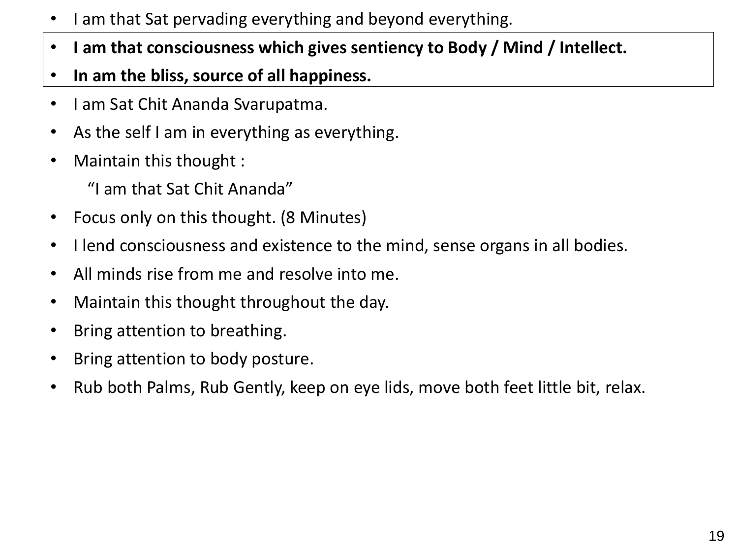- I am that Sat pervading everything and beyond everything.
- **I am that consciousness which gives sentiency to Body / Mind / Intellect.**
- **In am the bliss, source of all happiness.**
- I am Sat Chit Ananda Svarupatma.
- As the self I am in everything as everything.
- Maintain this thought :

  "I am that Sat Chit Ananda"
- Focus only on this thought. (8 Minutes)
- I lend consciousness and existence to the mind, sense organs in all bodies.
- All minds rise from me and resolve into me.
- Maintain this thought throughout the day.
- Bring attention to breathing.
- Bring attention to body posture.
- Rub both Palms, Rub Gently, keep on eye lids, move both feet little bit, relax.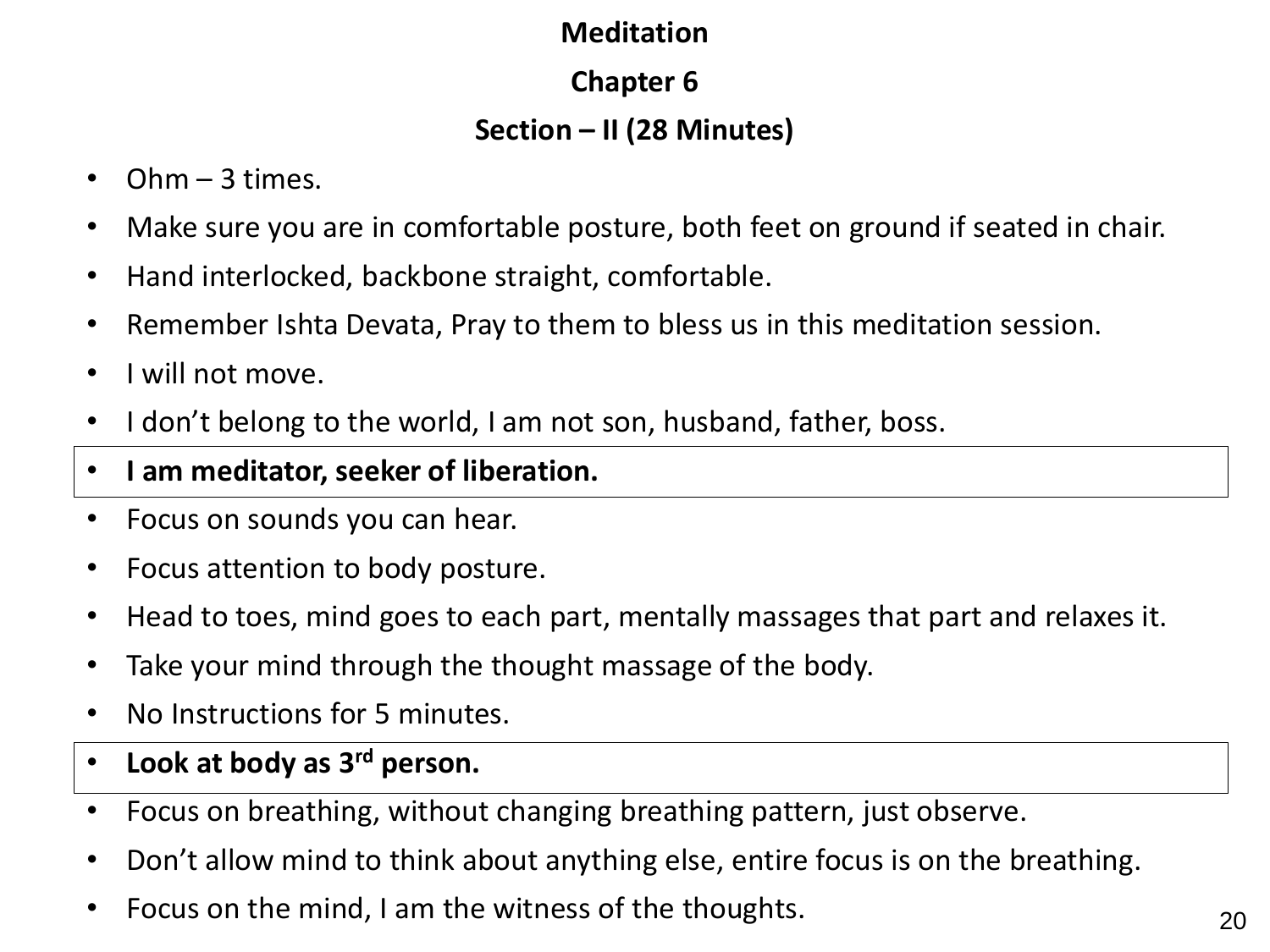# Meditation

## Chapter 6

### Section – II (28 Minutes)

- Ohm – 3 times.
- Make sure you are in comfortable posture, both feet on ground if seated in chair.
- Hand interlocked, backbone straight, comfortable.
- Remember Ishta Devata, Pray to them to bless us in this meditation session.
- I will not move.
- I don't belong to the world, I am not son, husband, father, boss.
- **I am meditator, seeker of liberation.**
- Focus on sounds you can hear.
- Focus attention to body posture.
- Head to toes, mind goes to each part, mentally massages that part and relaxes it.
- Take your mind through the thought massage of the body.
- No Instructions for 5 minutes.
- **Look at body as 3rd person.**
- Focus on breathing, without changing breathing pattern, just observe.
- Don't allow mind to think about anything else, entire focus is on the breathing.
- Focus on the mind, I am the witness of the thoughts.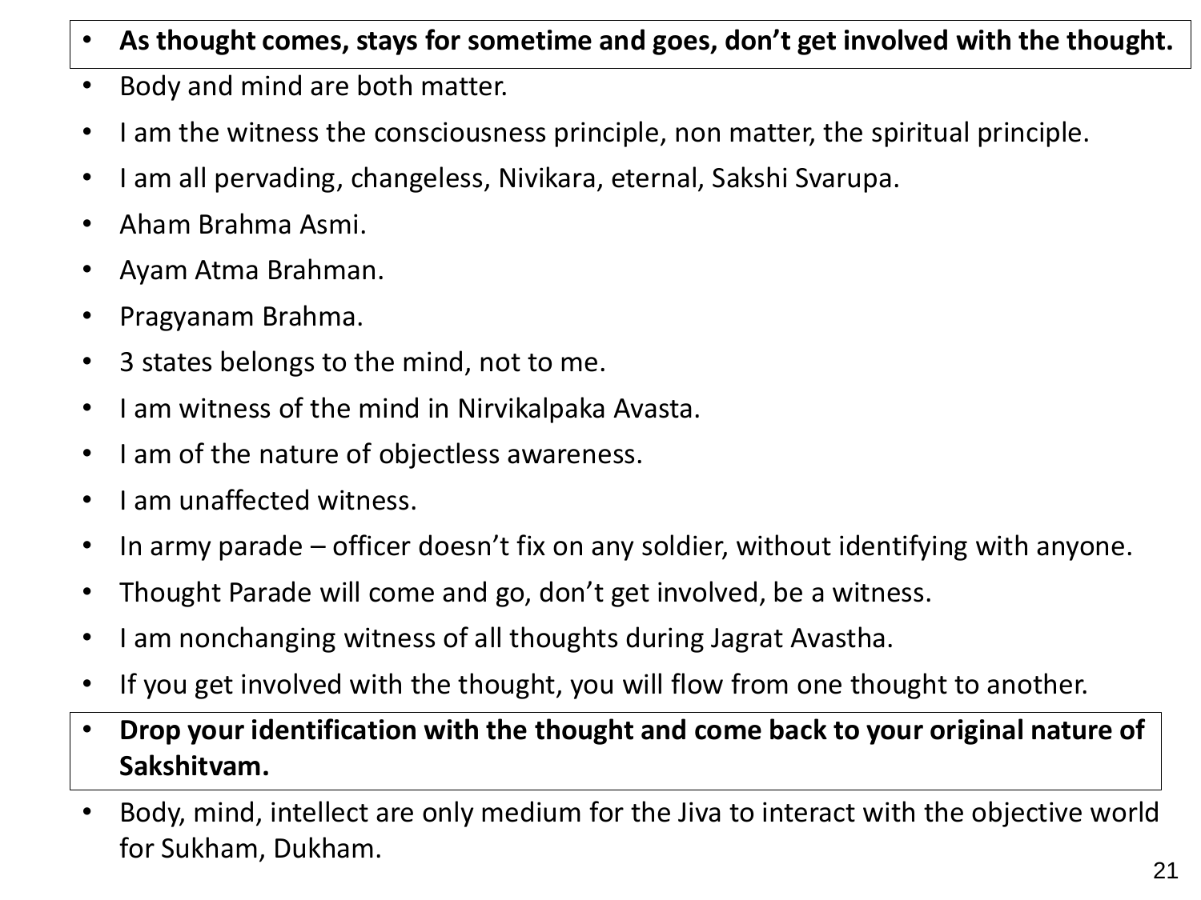- **As thought comes, stays for sometime and goes, don't get involved with the thought.**
- Body and mind are both matter.
- I am the witness the consciousness principle, non matter, the spiritual principle.
- I am all pervading, changeless, Nivikara, eternal, Sakshi Svarupa.
- Aham Brahma Asmi.
- Ayam Atma Brahman.
- Pragyanam Brahma.
- 3 states belongs to the mind, not to me.
- I am witness of the mind in Nirvikalpaka Avasta.
- I am of the nature of objectless awareness.
- I am unaffected witness.
- In army parade – officer doesn't fix on any soldier, without identifying with anyone.
- Thought Parade will come and go, don't get involved, be a witness.
- I am nonchanging witness of all thoughts during Jagrat Avastha.
- If you get involved with the thought, you will flow from one thought to another.
- **Drop your identification with the thought and come back to your original nature of Sakshitvam.**
- Body, mind, intellect are only medium for the Jiva to interact with the objective world for Sukham, Dukham.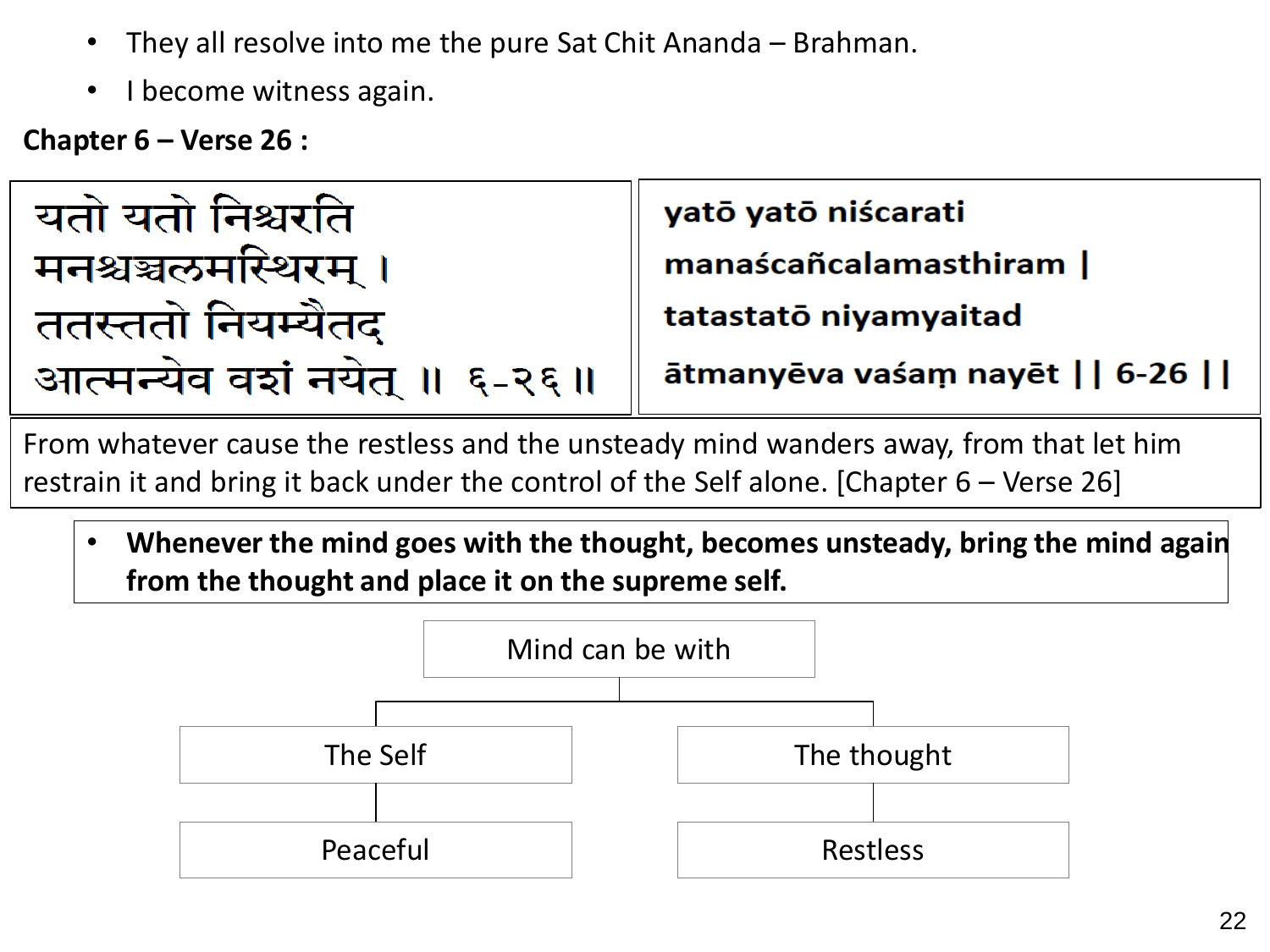- They all resolve into me the pure Sat Chit Ananda – Brahman.
- I become witness again.

**Chapter 6 – Verse 26 :**

| यतो यतो निश्चरति मनश्चञ्चलमस्थिरम् । ततस्ततो नियम्यैतद् आत्मन्येव वशं नयेत् ॥ ६-२६ ॥ | **yatō yatō niścarati manaścañcalamasthiram \| tatastatō niyamyaitad ātmanyēva vaśaṃ nayēt \|\| 6-26 \|\|** |
|---|---|

From whatever cause the restless and the unsteady mind wanders away, from that let him restrain it and bring it back under the control of the Self alone. [Chapter 6 – Verse 26]

- **Whenever the mind goes with the thought, becomes unsteady, bring the mind again from the thought and place it on the supreme self.**

Mind can be with
- The Self → Peaceful
- The thought → Restless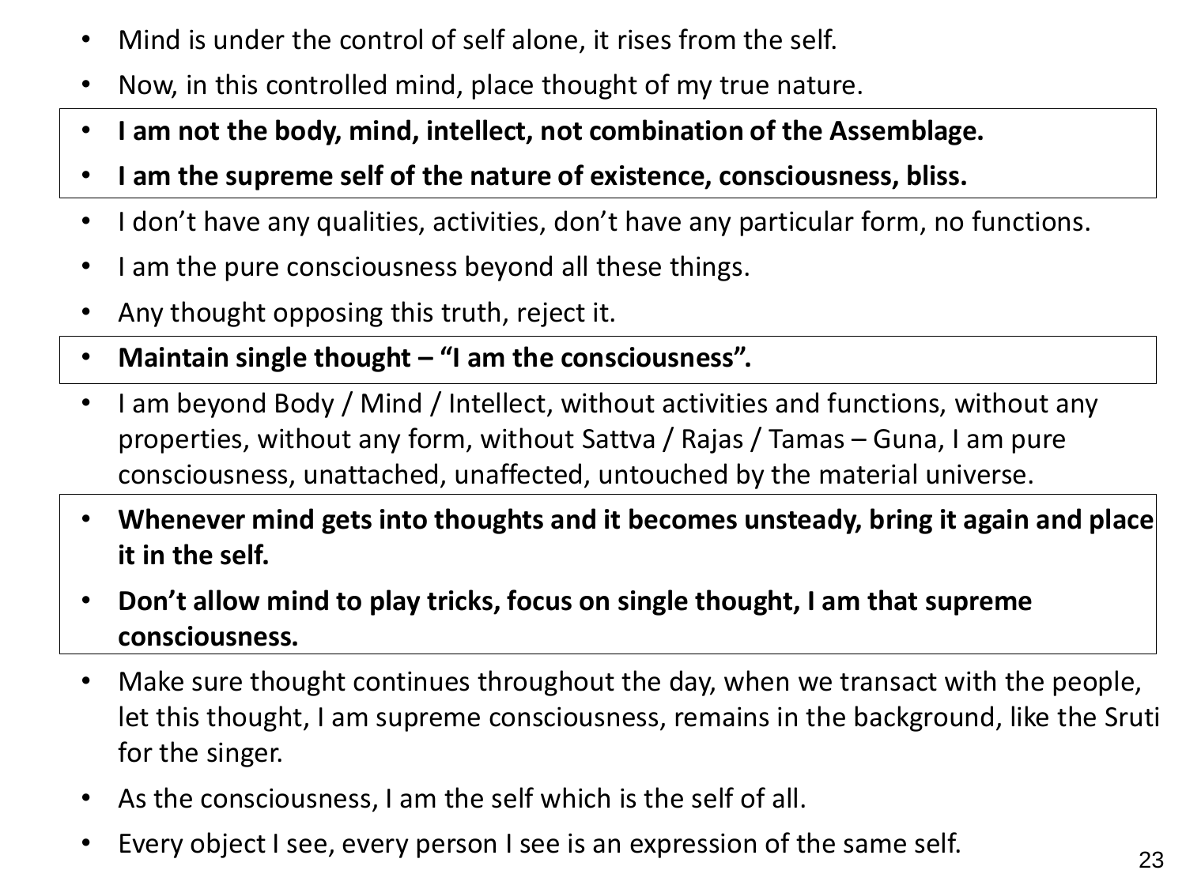- Mind is under the control of self alone, it rises from the self.
- Now, in this controlled mind, place thought of my true nature.
- **I am not the body, mind, intellect, not combination of the Assemblage.**
- **I am the supreme self of the nature of existence, consciousness, bliss.**
- I don't have any qualities, activities, don't have any particular form, no functions.
- I am the pure consciousness beyond all these things.
- Any thought opposing this truth, reject it.
- **Maintain single thought – "I am the consciousness".**
- I am beyond Body / Mind / Intellect, without activities and functions, without any properties, without any form, without Sattva / Rajas / Tamas – Guna, I am pure consciousness, unattached, unaffected, untouched by the material universe.
- **Whenever mind gets into thoughts and it becomes unsteady, bring it again and place it in the self.**
- **Don't allow mind to play tricks, focus on single thought, I am that supreme consciousness.**
- Make sure thought continues throughout the day, when we transact with the people, let this thought, I am supreme consciousness, remains in the background, like the Sruti for the singer.
- As the consciousness, I am the self which is the self of all.
- Every object I see, every person I see is an expression of the same self.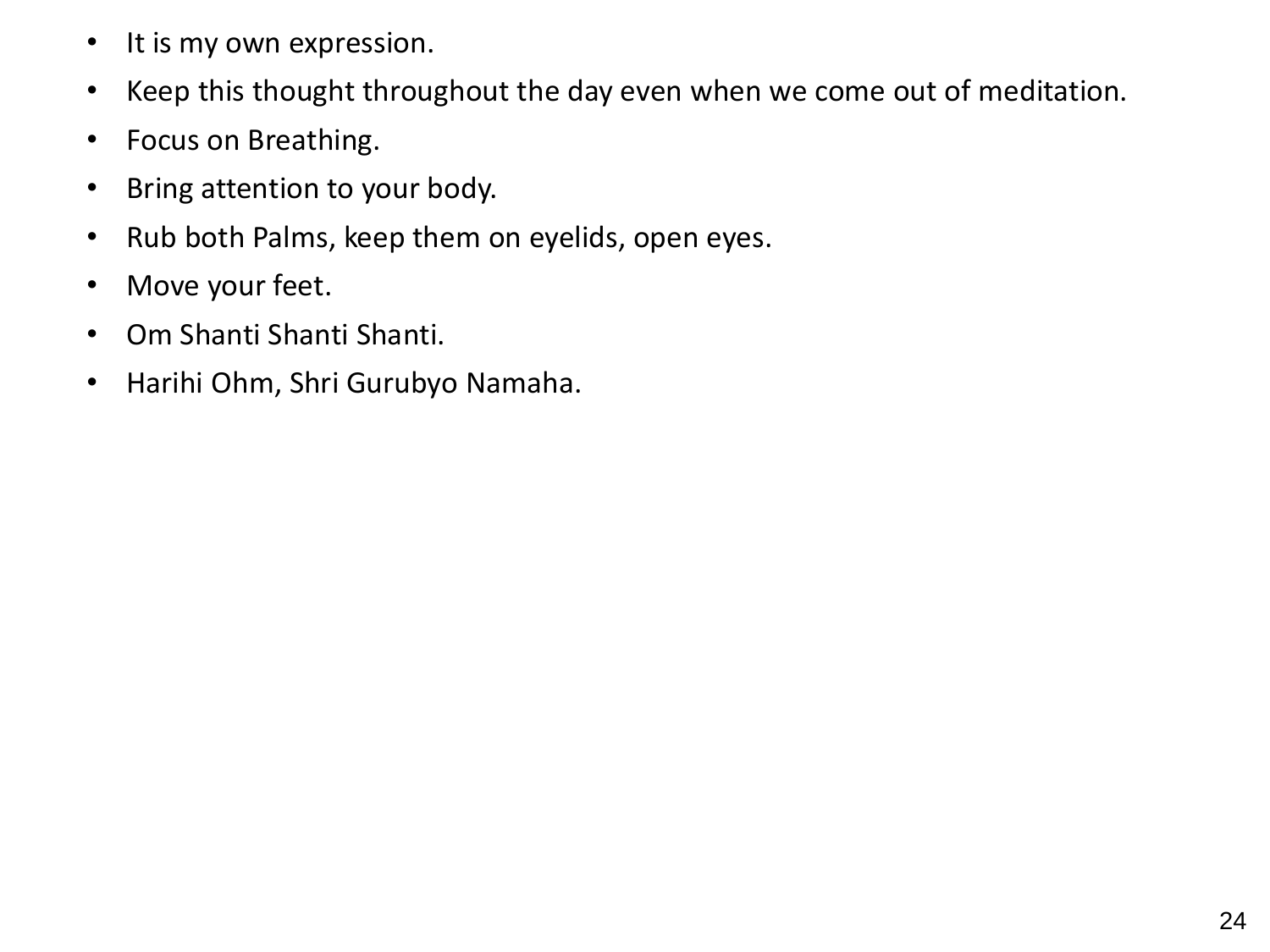- It is my own expression.
- Keep this thought throughout the day even when we come out of meditation.
- Focus on Breathing.
- Bring attention to your body.
- Rub both Palms, keep them on eyelids, open eyes.
- Move your feet.
- Om Shanti Shanti Shanti.
- Harihi Ohm, Shri Gurubyo Namaha.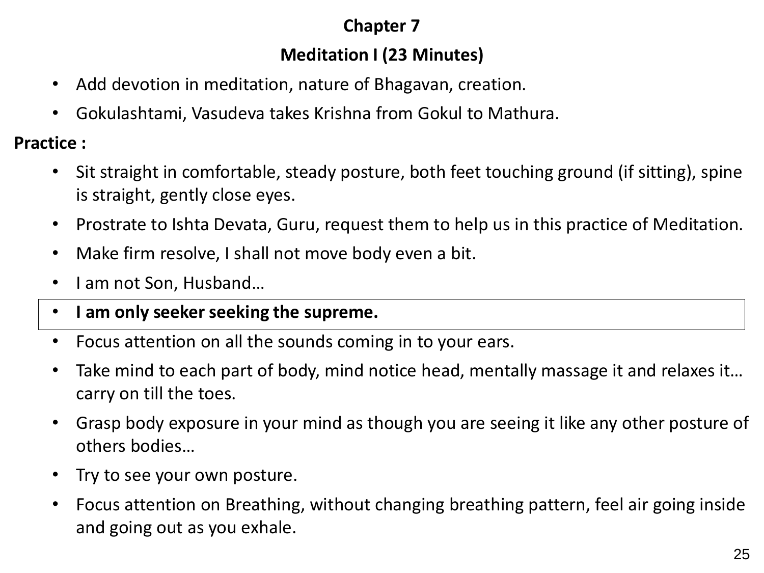## Chapter 7

### Meditation I (23 Minutes)

- Add devotion in meditation, nature of Bhagavan, creation.
- Gokulashtami, Vasudeva takes Krishna from Gokul to Mathura.

**Practice :**

- Sit straight in comfortable, steady posture, both feet touching ground (if sitting), spine is straight, gently close eyes.
- Prostrate to Ishta Devata, Guru, request them to help us in this practice of Meditation.
- Make firm resolve, I shall not move body even a bit.
- I am not Son, Husband…
- **I am only seeker seeking the supreme.**
- Focus attention on all the sounds coming in to your ears.
- Take mind to each part of body, mind notice head, mentally massage it and relaxes it… carry on till the toes.
- Grasp body exposure in your mind as though you are seeing it like any other posture of others bodies…
- Try to see your own posture.
- Focus attention on Breathing, without changing breathing pattern, feel air going inside and going out as you exhale.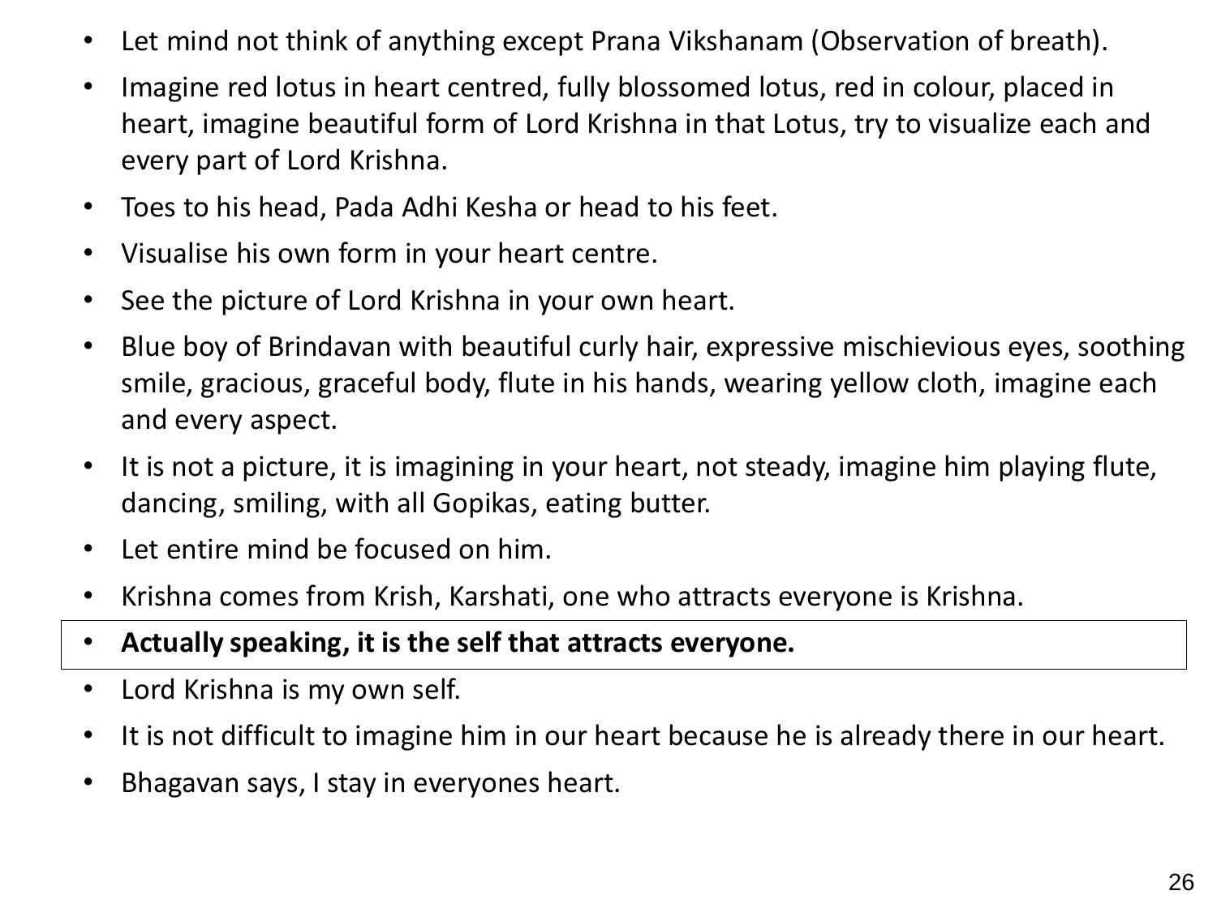- Let mind not think of anything except Prana Vikshanam (Observation of breath).
- Imagine red lotus in heart centred, fully blossomed lotus, red in colour, placed in heart, imagine beautiful form of Lord Krishna in that Lotus, try to visualize each and every part of Lord Krishna.
- Toes to his head, Pada Adhi Kesha or head to his feet.
- Visualise his own form in your heart centre.
- See the picture of Lord Krishna in your own heart.
- Blue boy of Brindavan with beautiful curly hair, expressive mischievious eyes, soothing smile, gracious, graceful body, flute in his hands, wearing yellow cloth, imagine each and every aspect.
- It is not a picture, it is imagining in your heart, not steady, imagine him playing flute, dancing, smiling, with all Gopikas, eating butter.
- Let entire mind be focused on him.
- Krishna comes from Krish, Karshati, one who attracts everyone is Krishna.
- **Actually speaking, it is the self that attracts everyone.**
- Lord Krishna is my own self.
- It is not difficult to imagine him in our heart because he is already there in our heart.
- Bhagavan says, I stay in everyones heart.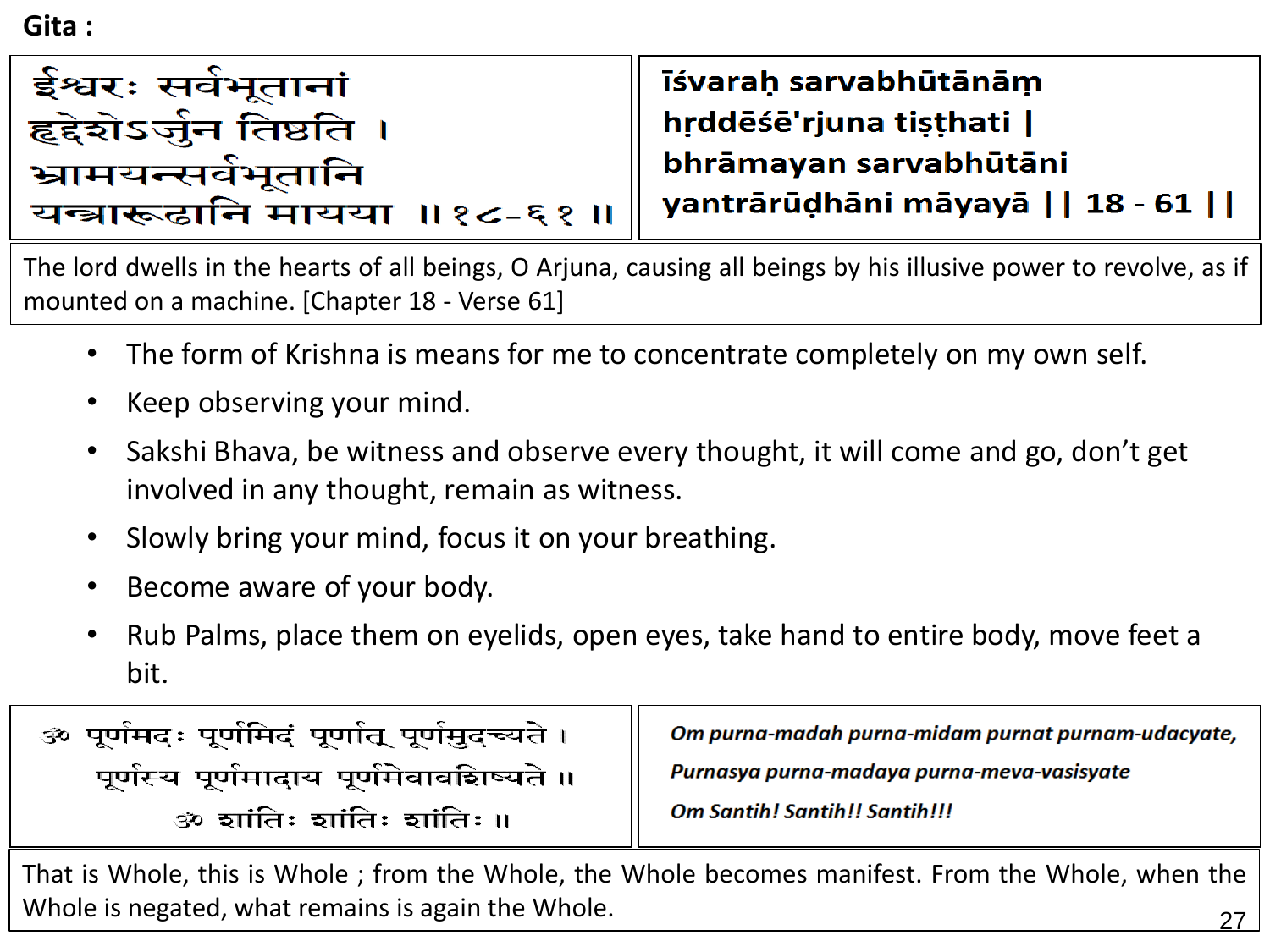**Gita :**

| ईश्वरः सर्वभूतानां<br>हृद्देशेऽर्जुन तिष्ठति ।<br>भ्रामयन्सर्वभूतानि<br>यन्त्रारूढानि मायया ॥१८-६१॥ | īśvaraḥ sarvabhūtānāṃ<br>hṛddēśē'rjuna tiṣṭhati \|<br>bhrāmayan sarvabhūtāni<br>yantrārūḍhāni māyayā \|\| 18 - 61 \|\| |
| --- | --- |

The lord dwells in the hearts of all beings, O Arjuna, causing all beings by his illusive power to revolve, as if mounted on a machine. [Chapter 18 - Verse 61]

- The form of Krishna is means for me to concentrate completely on my own self.
- Keep observing your mind.
- Sakshi Bhava, be witness and observe every thought, it will come and go, don't get involved in any thought, remain as witness.
- Slowly bring your mind, focus it on your breathing.
- Become aware of your body.
- Rub Palms, place them on eyelids, open eyes, take hand to entire body, move feet a bit.

| ॐ पूर्णमदः पूर्णमिदं पूर्णात् पूर्णमुदच्यते ।<br>पूर्णस्य पूर्णमादाय पूर्णमेवावशिष्यते ॥<br>ॐ शांतिः शांतिः शांतिः ॥ | *Om purna-madah purna-midam purnat purnam-udacyate,*<br>*Purnasya purna-madaya purna-meva-vasisyate*<br>*Om Santih! Santih!! Santih!!!* |
| --- | --- |

That is Whole, this is Whole ; from the Whole, the Whole becomes manifest. From the Whole, when the Whole is negated, what remains is again the Whole.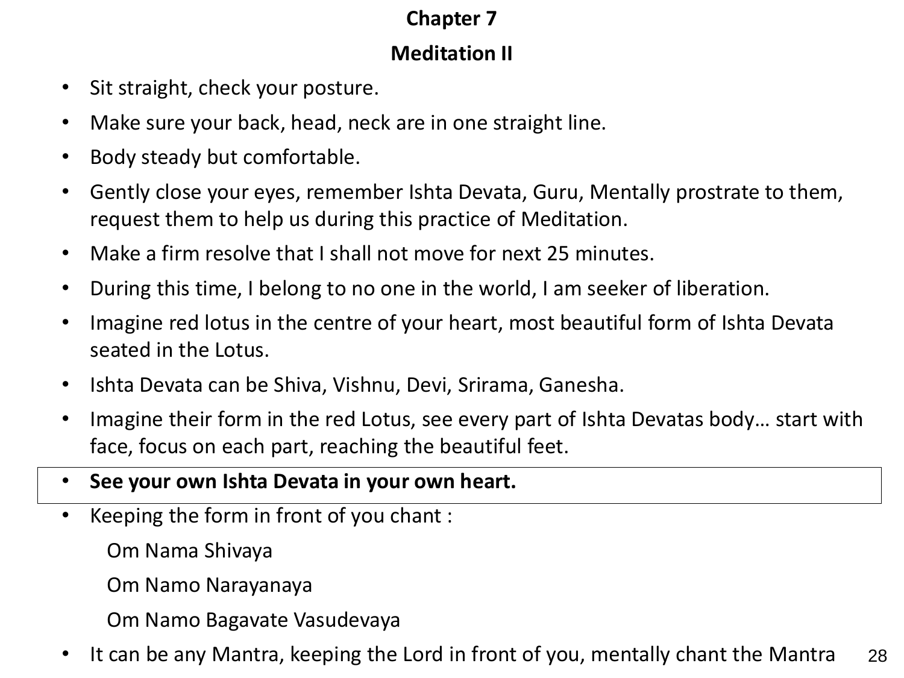# Chapter 7

## Meditation II

- Sit straight, check your posture.
- Make sure your back, head, neck are in one straight line.
- Body steady but comfortable.
- Gently close your eyes, remember Ishta Devata, Guru, Mentally prostrate to them, request them to help us during this practice of Meditation.
- Make a firm resolve that I shall not move for next 25 minutes.
- During this time, I belong to no one in the world, I am seeker of liberation.
- Imagine red lotus in the centre of your heart, most beautiful form of Ishta Devata seated in the Lotus.
- Ishta Devata can be Shiva, Vishnu, Devi, Srirama, Ganesha.
- Imagine their form in the red Lotus, see every part of Ishta Devatas body… start with face, focus on each part, reaching the beautiful feet.
- **See your own Ishta Devata in your own heart.**
- Keeping the form in front of you chant :

  Om Nama Shivaya

  Om Namo Narayanaya

  Om Namo Bagavate Vasudevaya
- It can be any Mantra, keeping the Lord in front of you, mentally chant the Mantra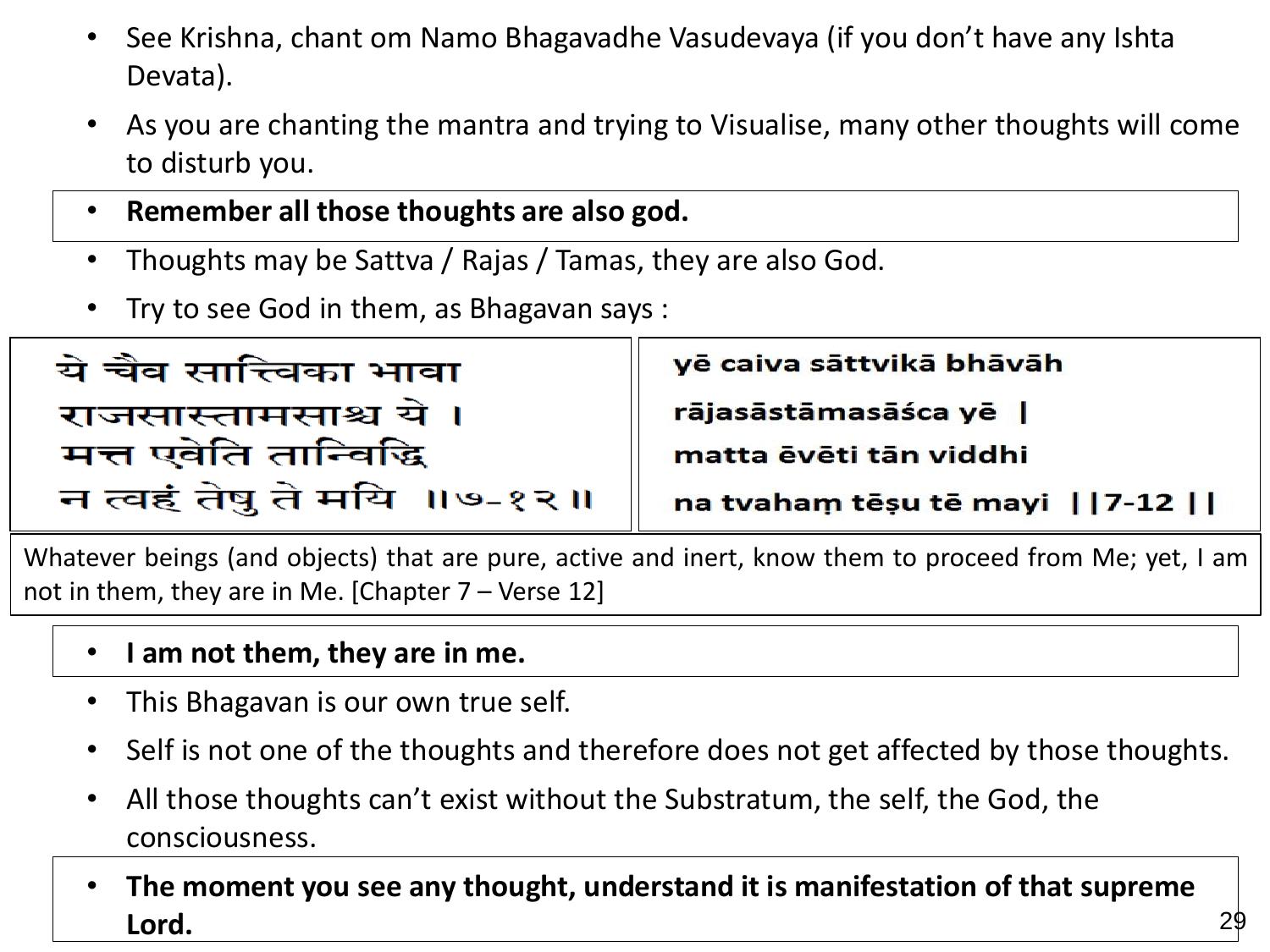- See Krishna, chant om Namo Bhagavadhe Vasudevaya (if you don't have any Ishta Devata).
- As you are chanting the mantra and trying to Visualise, many other thoughts will come to disturb you.
- **Remember all those thoughts are also god.**
- Thoughts may be Sattva / Rajas / Tamas, they are also God.
- Try to see God in them, as Bhagavan says :

| ये चैव सात्त्विका भावा<br>राजसास्तामसाश्च ये ।<br>मत्त एवेति तान्विद्धि<br>न त्वहं तेषु ते मयि ॥७-१२॥ | yē caiva sāttvikā bhāvāh<br>rājasāstāmasāśca yē \|<br>matta ēvēti tān viddhi<br>na tvahaṃ tēṣu tē mayi \|\|7-12\|\| |
| --- | --- |

Whatever beings (and objects) that are pure, active and inert, know them to proceed from Me; yet, I am not in them, they are in Me. [Chapter 7 – Verse 12]

- **I am not them, they are in me.**
- This Bhagavan is our own true self.
- Self is not one of the thoughts and therefore does not get affected by those thoughts.
- All those thoughts can't exist without the Substratum, the self, the God, the consciousness.
- **The moment you see any thought, understand it is manifestation of that supreme Lord.**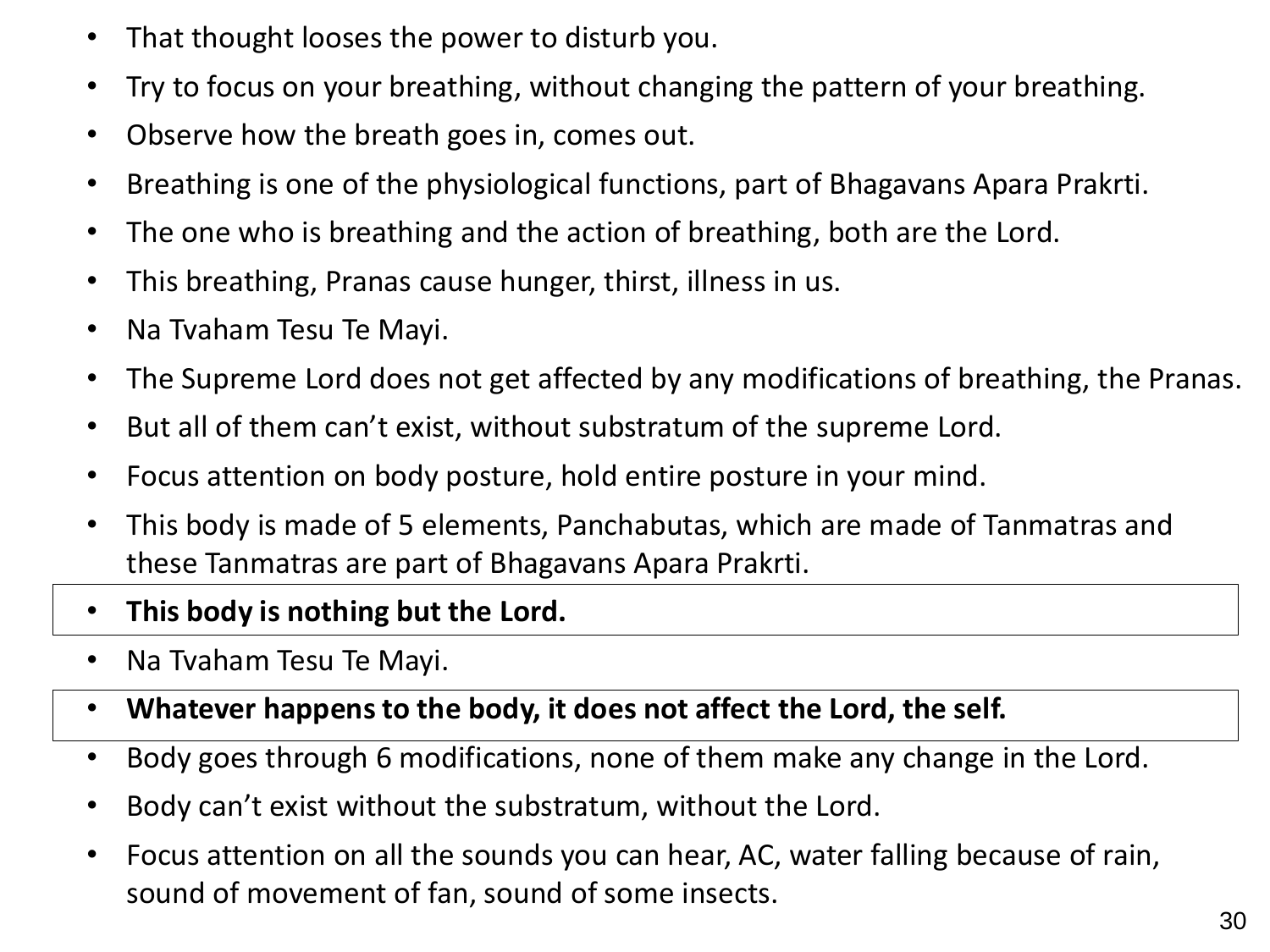- That thought looses the power to disturb you.
- Try to focus on your breathing, without changing the pattern of your breathing.
- Observe how the breath goes in, comes out.
- Breathing is one of the physiological functions, part of Bhagavans Apara Prakrti.
- The one who is breathing and the action of breathing, both are the Lord.
- This breathing, Pranas cause hunger, thirst, illness in us.
- Na Tvaham Tesu Te Mayi.
- The Supreme Lord does not get affected by any modifications of breathing, the Pranas.
- But all of them can't exist, without substratum of the supreme Lord.
- Focus attention on body posture, hold entire posture in your mind.
- This body is made of 5 elements, Panchabutas, which are made of Tanmatras and these Tanmatras are part of Bhagavans Apara Prakrti.
- **This body is nothing but the Lord.**
- Na Tvaham Tesu Te Mayi.
- **Whatever happens to the body, it does not affect the Lord, the self.**
- Body goes through 6 modifications, none of them make any change in the Lord.
- Body can't exist without the substratum, without the Lord.
- Focus attention on all the sounds you can hear, AC, water falling because of rain, sound of movement of fan, sound of some insects.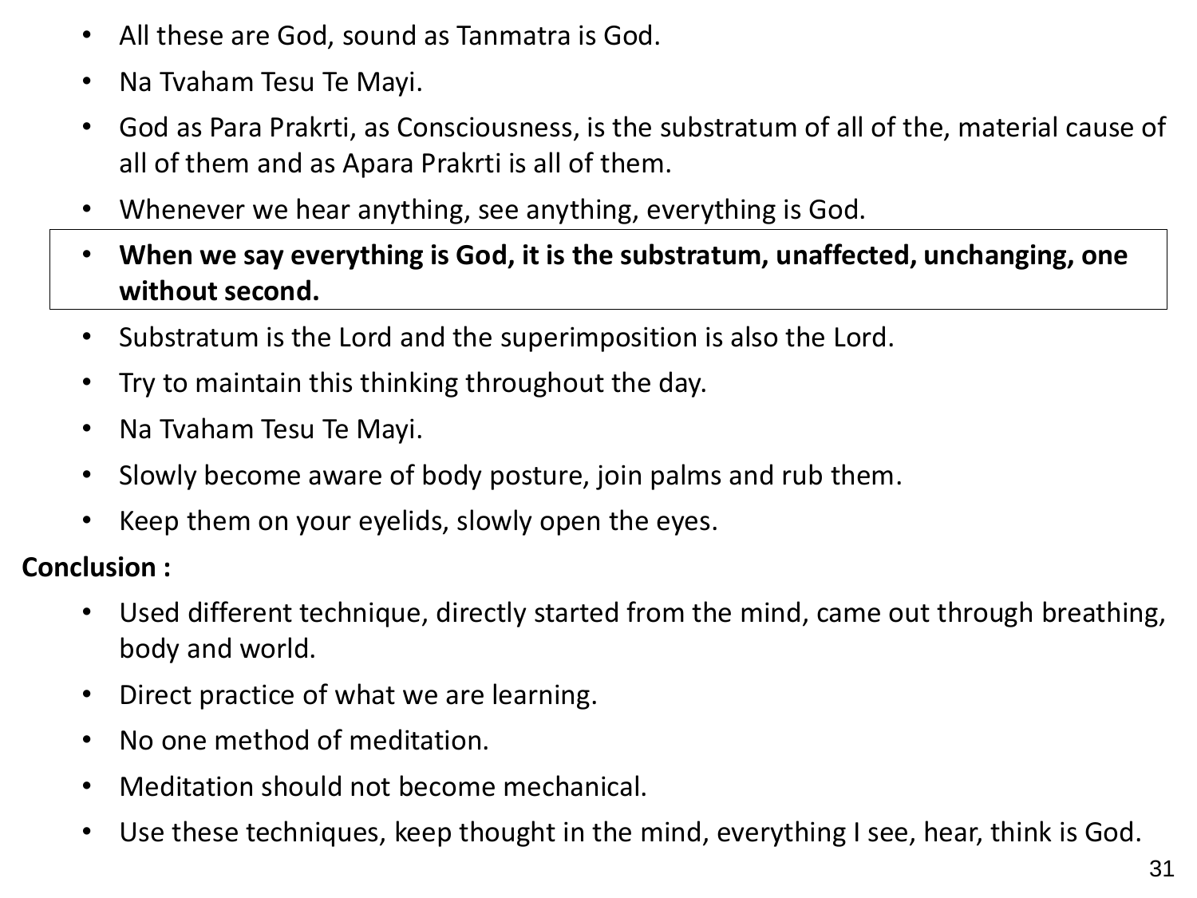- All these are God, sound as Tanmatra is God.
- Na Tvaham Tesu Te Mayi.
- God as Para Prakrti, as Consciousness, is the substratum of all of the, material cause of all of them and as Apara Prakrti is all of them.
- Whenever we hear anything, see anything, everything is God.
- **When we say everything is God, it is the substratum, unaffected, unchanging, one without second.**
- Substratum is the Lord and the superimposition is also the Lord.
- Try to maintain this thinking throughout the day.
- Na Tvaham Tesu Te Mayi.
- Slowly become aware of body posture, join palms and rub them.
- Keep them on your eyelids, slowly open the eyes.

**Conclusion :**

- Used different technique, directly started from the mind, came out through breathing, body and world.
- Direct practice of what we are learning.
- No one method of meditation.
- Meditation should not become mechanical.
- Use these techniques, keep thought in the mind, everything I see, hear, think is God.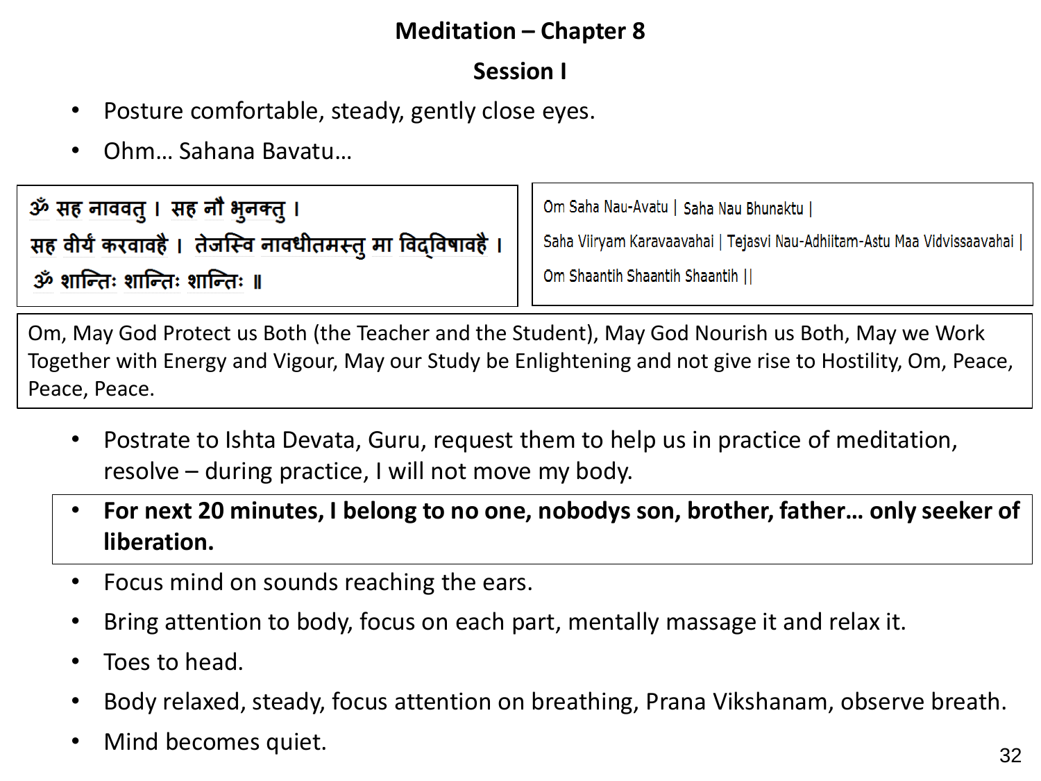# Meditation – Chapter 8

## Session I

- Posture comfortable, steady, gently close eyes.
- Ohm… Sahana Bavatu…

ॐ सह नाववतु । सह नौ भुनक्तु ।
सह वीर्यं करवावहै । तेजस्वि नावधीतमस्तु मा विद्विषावहै ।
ॐ शान्तिः शान्तिः शान्तिः ॥

Om Saha Nau-Avatu | Saha Nau Bhunaktu |
Saha Viiryam Karavaavahai | Tejasvi Nau-Adhiitam-Astu Maa Vidvissaavahai |
Om Shaantih Shaantih Shaantih ||

Om, May God Protect us Both (the Teacher and the Student), May God Nourish us Both, May we Work Together with Energy and Vigour, May our Study be Enlightening and not give rise to Hostility, Om, Peace, Peace, Peace.

- Postrate to Ishta Devata, Guru, request them to help us in practice of meditation, resolve – during practice, I will not move my body.
- **For next 20 minutes, I belong to no one, nobodys son, brother, father… only seeker of liberation.**
- Focus mind on sounds reaching the ears.
- Bring attention to body, focus on each part, mentally massage it and relax it.
- Toes to head.
- Body relaxed, steady, focus attention on breathing, Prana Vikshanam, observe breath.
- Mind becomes quiet.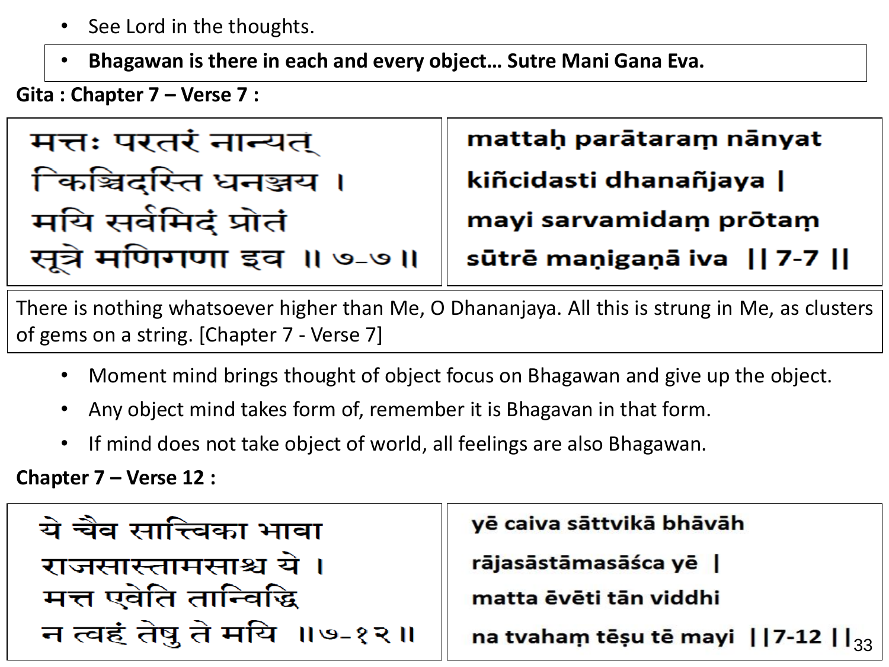- See Lord in the thoughts.

- **Bhagawan is there in each and every object… Sutre Mani Gana Eva.**

**Gita : Chapter 7 – Verse 7 :**

| | |
|---|---|
| मत्तः परतरं नान्यत्<br>किञ्चिदस्ति धनञ्जय ।<br>मयि सर्वमिदं प्रोतं<br>सूत्रे मणिगणा इव ॥ ७-७ ॥ | mattaḥ parātaraṃ nānyat<br>kiñcidasti dhanañjaya \|<br>mayi sarvamidaṃ prōtaṃ<br>sūtrē maṇigaṇā iva \|\| 7-7 \|\| |

There is nothing whatsoever higher than Me, O Dhananjaya. All this is strung in Me, as clusters of gems on a string. [Chapter 7 - Verse 7]

- Moment mind brings thought of object focus on Bhagawan and give up the object.
- Any object mind takes form of, remember it is Bhagavan in that form.
- If mind does not take object of world, all feelings are also Bhagawan.

**Chapter 7 – Verse 12 :**

| | |
|---|---|
| ये चैव सात्त्विका भावा<br>राजसास्तामसाश्च ये ।<br>मत्त एवेति तान्विद्धि<br>न त्वहं तेषु ते मयि ॥७-१२ ॥ | yē caiva sāttvikā bhāvāh<br>rājasāstāmasāśca yē \|<br>matta ēvēti tān viddhi<br>na tvahaṃ tēṣu tē mayi \|\|7-12 \|\| |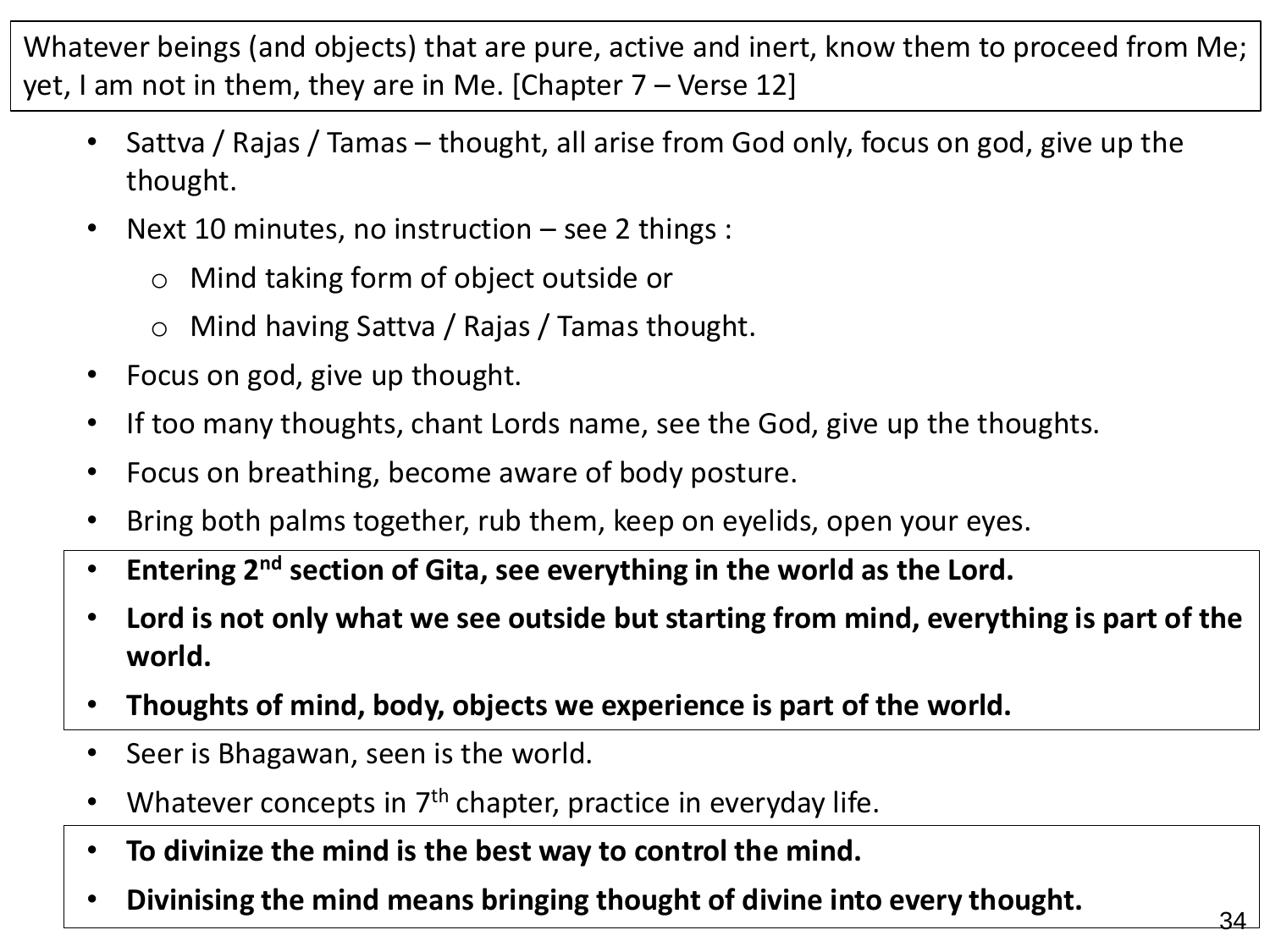Whatever beings (and objects) that are pure, active and inert, know them to proceed from Me; yet, I am not in them, they are in Me. [Chapter 7 – Verse 12]

- Sattva / Rajas / Tamas – thought, all arise from God only, focus on god, give up the thought.
- Next 10 minutes, no instruction – see 2 things :
  - Mind taking form of object outside or
  - Mind having Sattva / Rajas / Tamas thought.
- Focus on god, give up thought.
- If too many thoughts, chant Lords name, see the God, give up the thoughts.
- Focus on breathing, become aware of body posture.
- Bring both palms together, rub them, keep on eyelids, open your eyes.
- **Entering 2nd section of Gita, see everything in the world as the Lord.**
- **Lord is not only what we see outside but starting from mind, everything is part of the world.**
- **Thoughts of mind, body, objects we experience is part of the world.**
- Seer is Bhagawan, seen is the world.
- Whatever concepts in 7th chapter, practice in everyday life.
- **To divinize the mind is the best way to control the mind.**
- **Divinising the mind means bringing thought of divine into every thought.**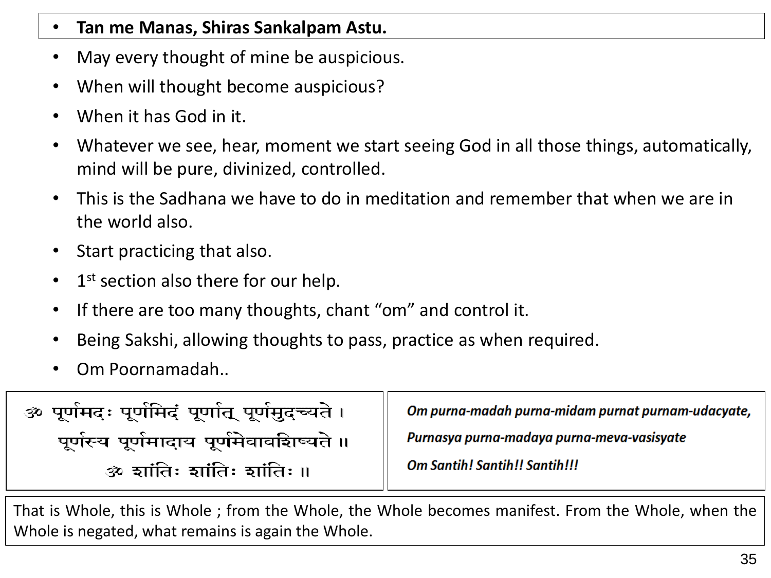- **Tan me Manas, Shiras Sankalpam Astu.**
- May every thought of mine be auspicious.
- When will thought become auspicious?
- When it has God in it.
- Whatever we see, hear, moment we start seeing God in all those things, automatically, mind will be pure, divinized, controlled.
- This is the Sadhana we have to do in meditation and remember that when we are in the world also.
- Start practicing that also.
- 1st section also there for our help.
- If there are too many thoughts, chant “om” and control it.
- Being Sakshi, allowing thoughts to pass, practice as when required.
- Om Poornamadah..

ॐ पूर्णमदः पूर्णमिदं पूर्णात् पूर्णमुदच्यते ।
पूर्णस्य पूर्णमादाय पूर्णमेवावशिष्यते ॥
ॐ शांतिः शांतिः शांतिः ॥

***Om purna-madah purna-midam purnat purnam-udacyate,***
***Purnasya purna-madaya purna-meva-vasisyate***
***Om Santih! Santih!! Santih!!!***

That is Whole, this is Whole ; from the Whole, the Whole becomes manifest. From the Whole, when the Whole is negated, what remains is again the Whole.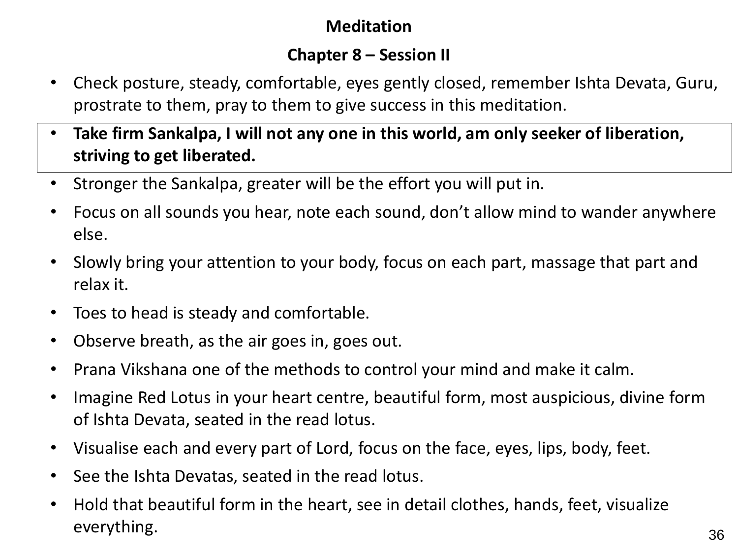**Meditation**

**Chapter 8 – Session II**

- Check posture, steady, comfortable, eyes gently closed, remember Ishta Devata, Guru, prostrate to them, pray to them to give success in this meditation.
- **Take firm Sankalpa, I will not any one in this world, am only seeker of liberation, striving to get liberated.**
- Stronger the Sankalpa, greater will be the effort you will put in.
- Focus on all sounds you hear, note each sound, don't allow mind to wander anywhere else.
- Slowly bring your attention to your body, focus on each part, massage that part and relax it.
- Toes to head is steady and comfortable.
- Observe breath, as the air goes in, goes out.
- Prana Vikshana one of the methods to control your mind and make it calm.
- Imagine Red Lotus in your heart centre, beautiful form, most auspicious, divine form of Ishta Devata, seated in the read lotus.
- Visualise each and every part of Lord, focus on the face, eyes, lips, body, feet.
- See the Ishta Devatas, seated in the read lotus.
- Hold that beautiful form in the heart, see in detail clothes, hands, feet, visualize everything.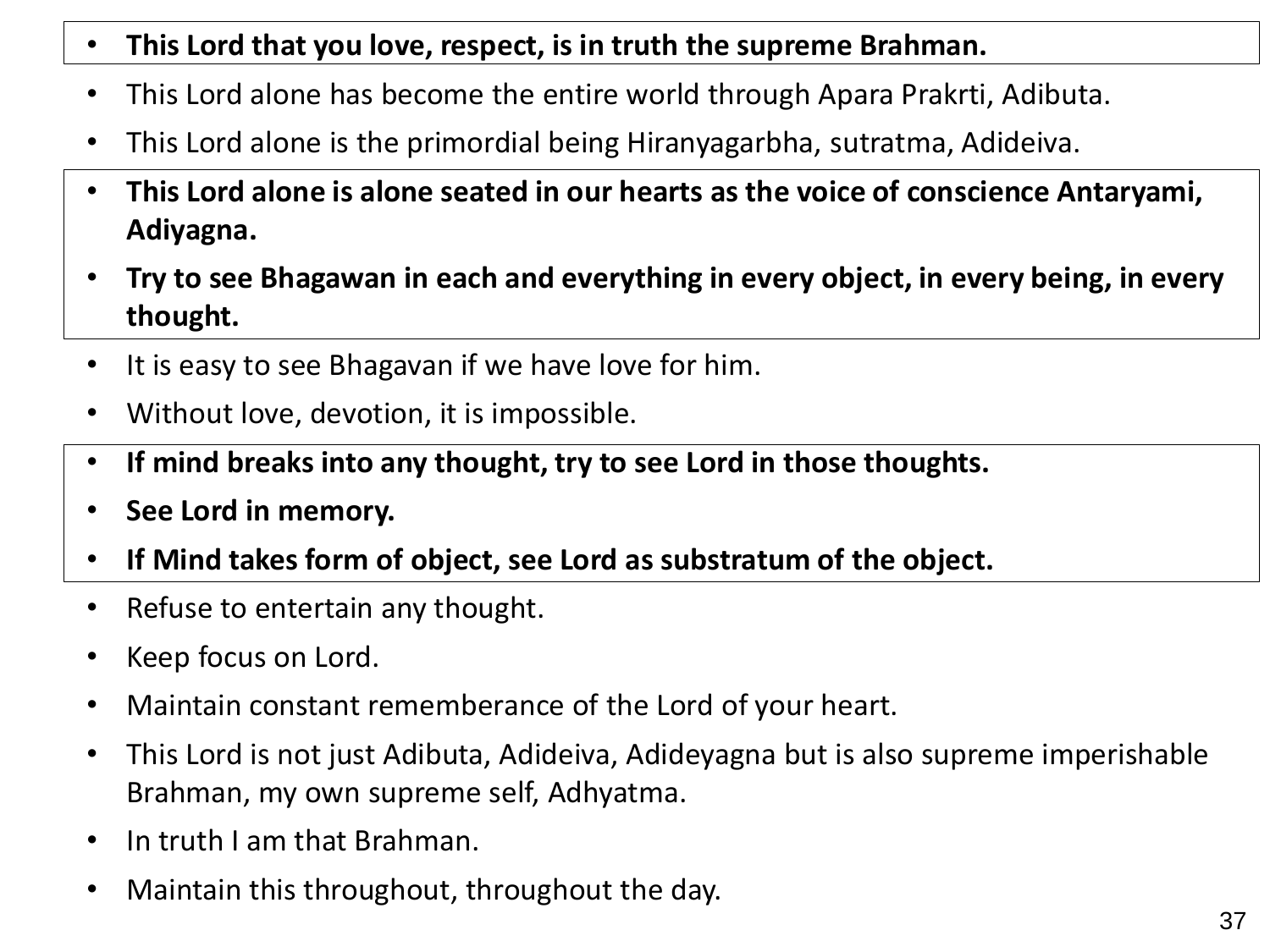- **This Lord that you love, respect, is in truth the supreme Brahman.**
- This Lord alone has become the entire world through Apara Prakrti, Adibuta.
- This Lord alone is the primordial being Hiranyagarbha, sutratma, Adideiva.
- **This Lord alone is alone seated in our hearts as the voice of conscience Antaryami, Adiyagna.**
- **Try to see Bhagawan in each and everything in every object, in every being, in every thought.**
- It is easy to see Bhagavan if we have love for him.
- Without love, devotion, it is impossible.
- **If mind breaks into any thought, try to see Lord in those thoughts.**
- **See Lord in memory.**
- **If Mind takes form of object, see Lord as substratum of the object.**
- Refuse to entertain any thought.
- Keep focus on Lord.
- Maintain constant rememberance of the Lord of your heart.
- This Lord is not just Adibuta, Adideiva, Adideyagna but is also supreme imperishable Brahman, my own supreme self, Adhyatma.
- In truth I am that Brahman.
- Maintain this throughout, throughout the day.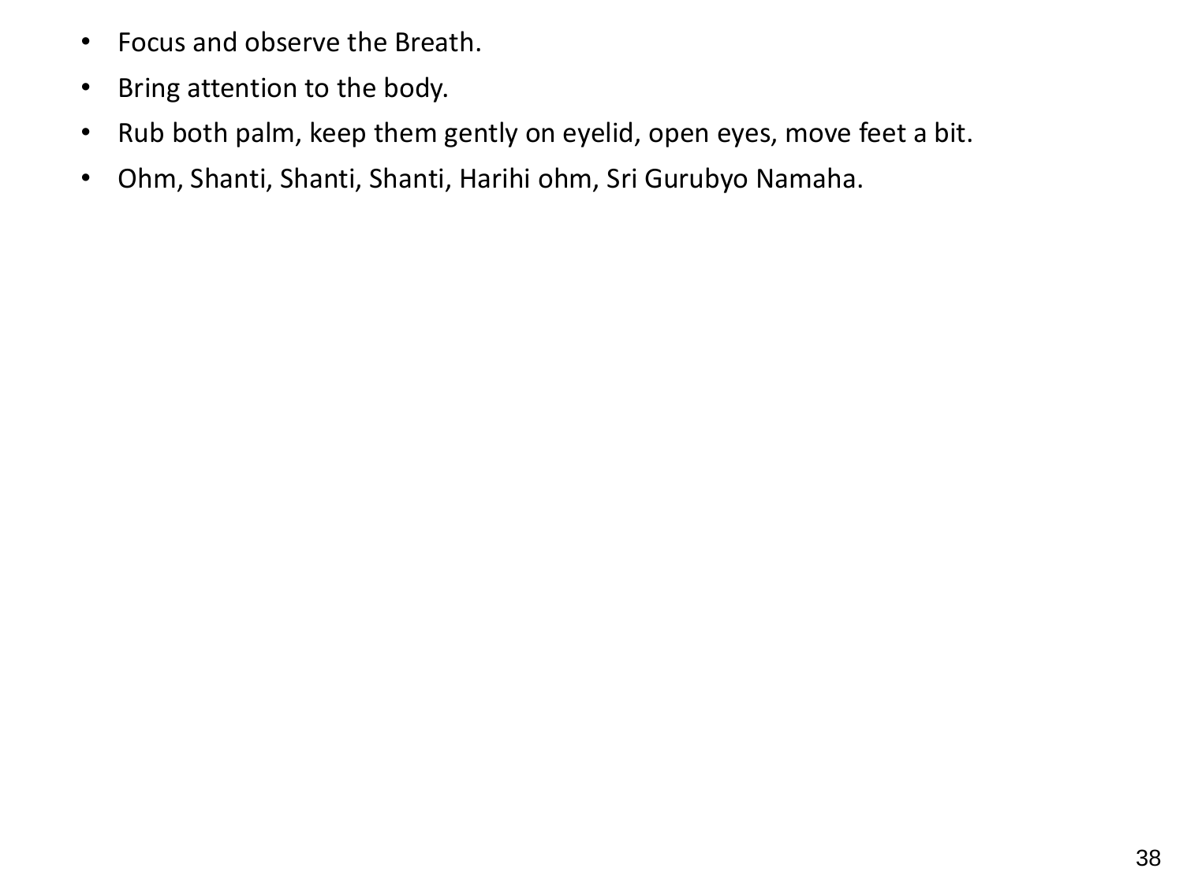- Focus and observe the Breath.
- Bring attention to the body.
- Rub both palm, keep them gently on eyelid, open eyes, move feet a bit.
- Ohm, Shanti, Shanti, Shanti, Harihi ohm, Sri Gurubyo Namaha.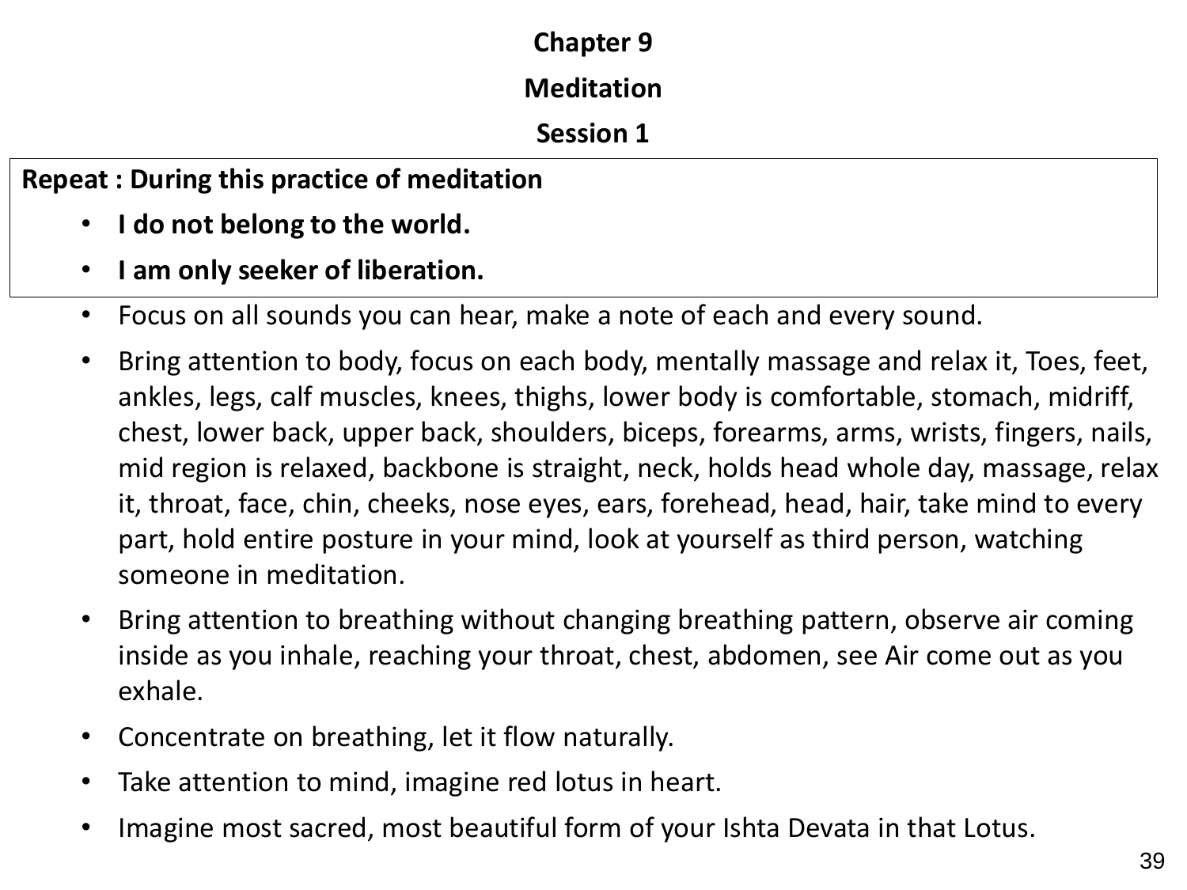**Chapter 9**

**Meditation**

**Session 1**

**Repeat : During this practice of meditation**

- **I do not belong to the world.**
- **I am only seeker of liberation.**
- Focus on all sounds you can hear, make a note of each and every sound.
- Bring attention to body, focus on each body, mentally massage and relax it, Toes, feet, ankles, legs, calf muscles, knees, thighs, lower body is comfortable, stomach, midriff, chest, lower back, upper back, shoulders, biceps, forearms, arms, wrists, fingers, nails, mid region is relaxed, backbone is straight, neck, holds head whole day, massage, relax it, throat, face, chin, cheeks, nose eyes, ears, forehead, head, hair, take mind to every part, hold entire posture in your mind, look at yourself as third person, watching someone in meditation.
- Bring attention to breathing without changing breathing pattern, observe air coming inside as you inhale, reaching your throat, chest, abdomen, see Air come out as you exhale.
- Concentrate on breathing, let it flow naturally.
- Take attention to mind, imagine red lotus in heart.
- Imagine most sacred, most beautiful form of your Ishta Devata in that Lotus.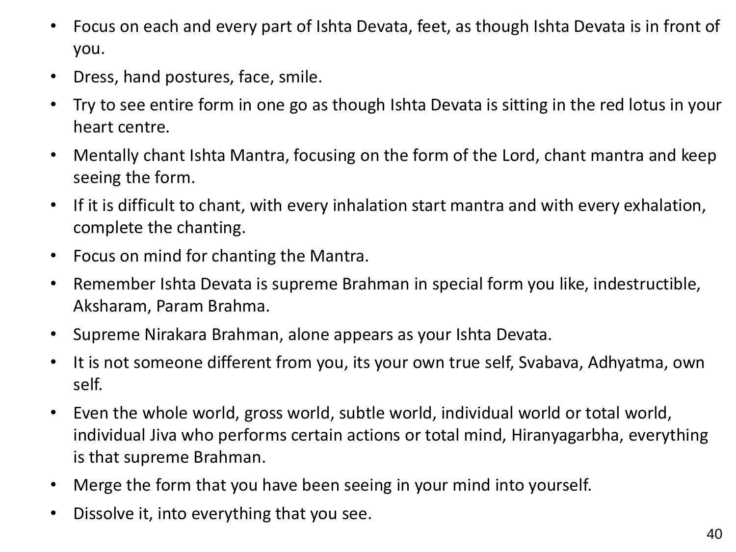- Focus on each and every part of Ishta Devata, feet, as though Ishta Devata is in front of you.
- Dress, hand postures, face, smile.
- Try to see entire form in one go as though Ishta Devata is sitting in the red lotus in your heart centre.
- Mentally chant Ishta Mantra, focusing on the form of the Lord, chant mantra and keep seeing the form.
- If it is difficult to chant, with every inhalation start mantra and with every exhalation, complete the chanting.
- Focus on mind for chanting the Mantra.
- Remember Ishta Devata is supreme Brahman in special form you like, indestructible, Aksharam, Param Brahma.
- Supreme Nirakara Brahman, alone appears as your Ishta Devata.
- It is not someone different from you, its your own true self, Svabava, Adhyatma, own self.
- Even the whole world, gross world, subtle world, individual world or total world, individual Jiva who performs certain actions or total mind, Hiranyagarbha, everything is that supreme Brahman.
- Merge the form that you have been seeing in your mind into yourself.
- Dissolve it, into everything that you see.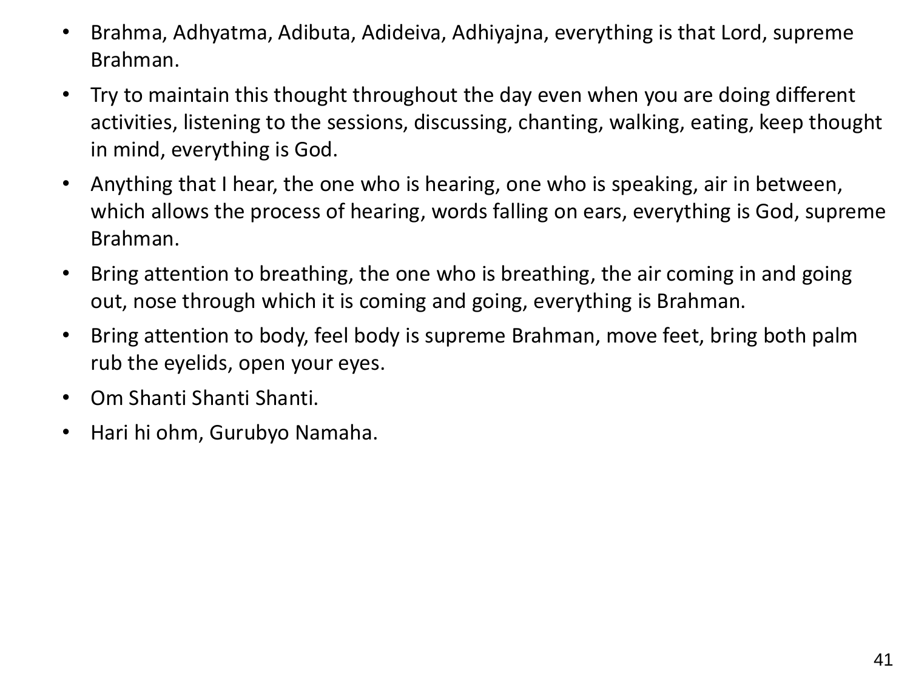- Brahma, Adhyatma, Adibuta, Adideiva, Adhiyajna, everything is that Lord, supreme Brahman.
- Try to maintain this thought throughout the day even when you are doing different activities, listening to the sessions, discussing, chanting, walking, eating, keep thought in mind, everything is God.
- Anything that I hear, the one who is hearing, one who is speaking, air in between, which allows the process of hearing, words falling on ears, everything is God, supreme Brahman.
- Bring attention to breathing, the one who is breathing, the air coming in and going out, nose through which it is coming and going, everything is Brahman.
- Bring attention to body, feel body is supreme Brahman, move feet, bring both palm rub the eyelids, open your eyes.
- Om Shanti Shanti Shanti.
- Hari hi ohm, Gurubyo Namaha.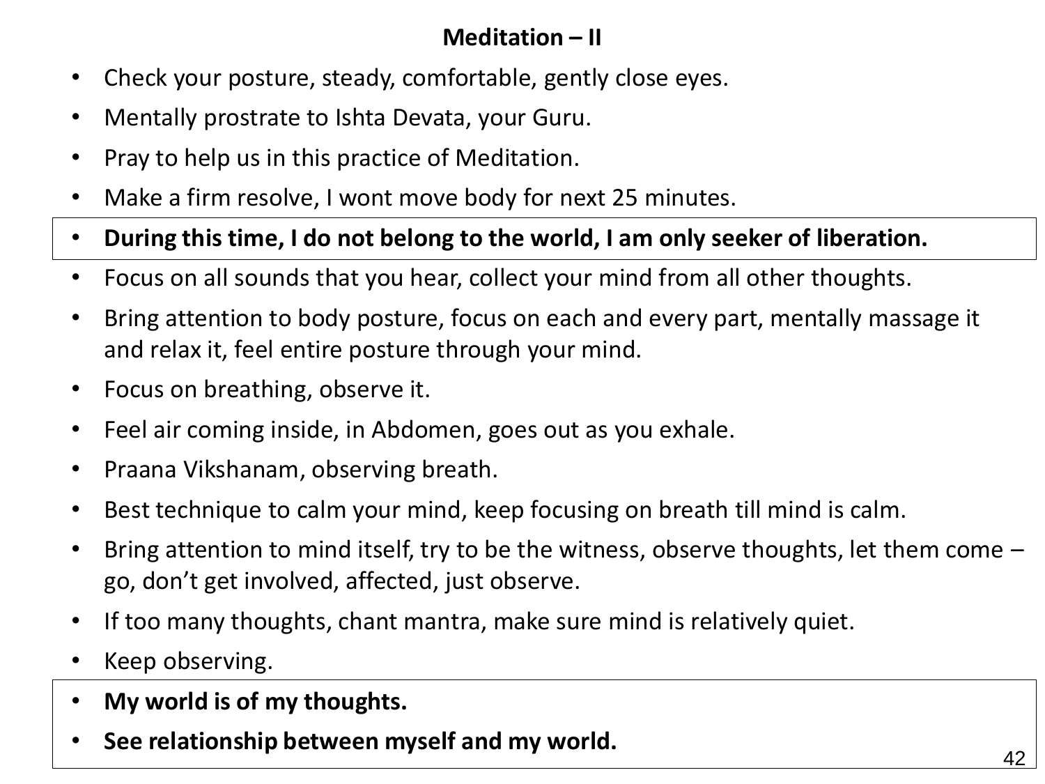## Meditation – II

- Check your posture, steady, comfortable, gently close eyes.
- Mentally prostrate to Ishta Devata, your Guru.
- Pray to help us in this practice of Meditation.
- Make a firm resolve, I wont move body for next 25 minutes.
- **During this time, I do not belong to the world, I am only seeker of liberation.**
- Focus on all sounds that you hear, collect your mind from all other thoughts.
- Bring attention to body posture, focus on each and every part, mentally massage it and relax it, feel entire posture through your mind.
- Focus on breathing, observe it.
- Feel air coming inside, in Abdomen, goes out as you exhale.
- Praana Vikshanam, observing breath.
- Best technique to calm your mind, keep focusing on breath till mind is calm.
- Bring attention to mind itself, try to be the witness, observe thoughts, let them come – go, don't get involved, affected, just observe.
- If too many thoughts, chant mantra, make sure mind is relatively quiet.
- Keep observing.
- **My world is of my thoughts.**
- **See relationship between myself and my world.**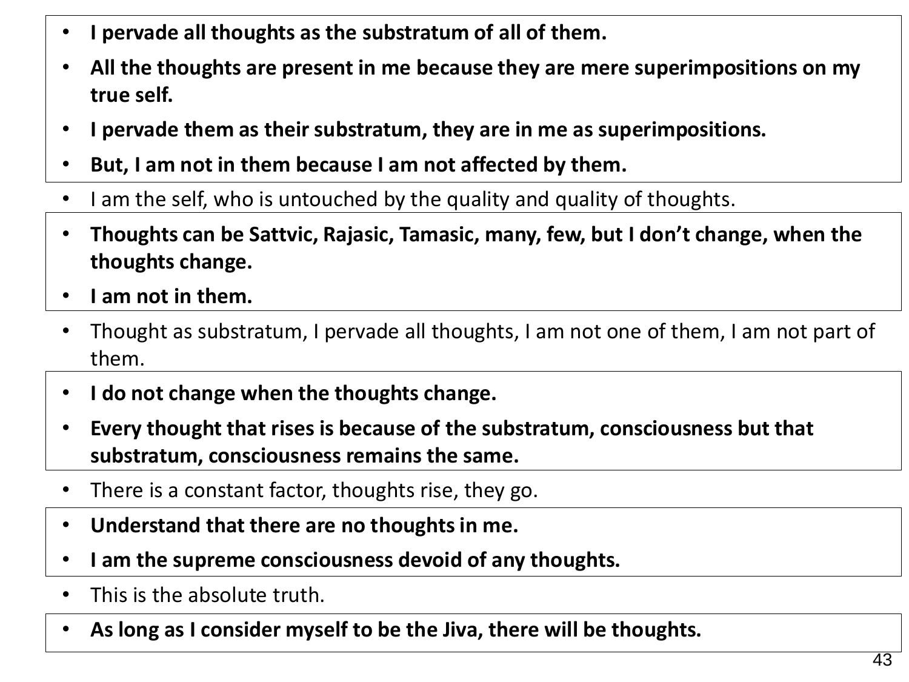- **I pervade all thoughts as the substratum of all of them.**
- **All the thoughts are present in me because they are mere superimpositions on my true self.**
- **I pervade them as their substratum, they are in me as superimpositions.**
- **But, I am not in them because I am not affected by them.**
- I am the self, who is untouched by the quality and quality of thoughts.
- **Thoughts can be Sattvic, Rajasic, Tamasic, many, few, but I don't change, when the thoughts change.**
- **I am not in them.**
- Thought as substratum, I pervade all thoughts, I am not one of them, I am not part of them.
- **I do not change when the thoughts change.**
- **Every thought that rises is because of the substratum, consciousness but that substratum, consciousness remains the same.**
- There is a constant factor, thoughts rise, they go.
- **Understand that there are no thoughts in me.**
- **I am the supreme consciousness devoid of any thoughts.**
- This is the absolute truth.
- **As long as I consider myself to be the Jiva, there will be thoughts.**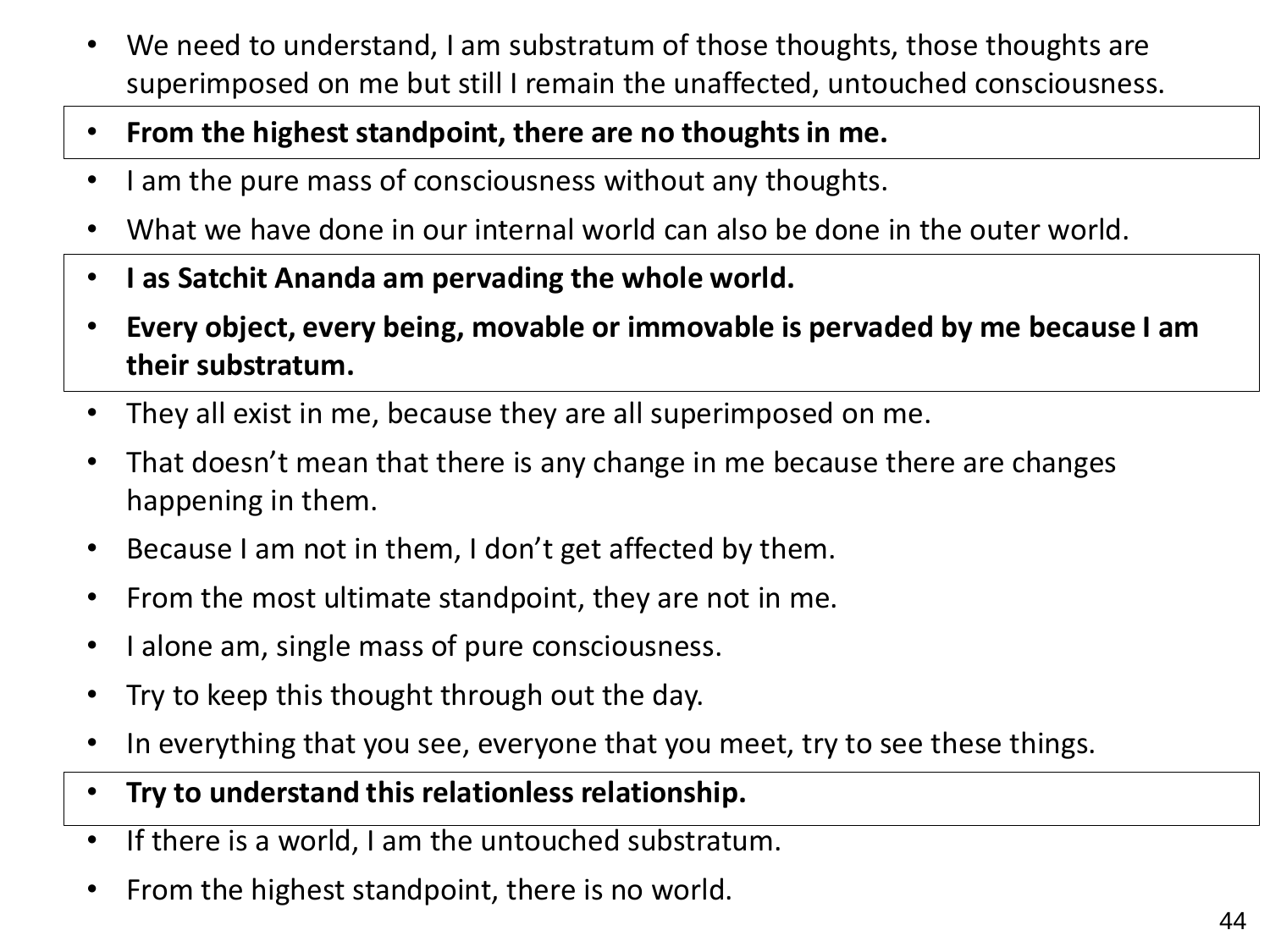- We need to understand, I am substratum of those thoughts, those thoughts are superimposed on me but still I remain the unaffected, untouched consciousness.
- **From the highest standpoint, there are no thoughts in me.**
- I am the pure mass of consciousness without any thoughts.
- What we have done in our internal world can also be done in the outer world.
- **I as Satchit Ananda am pervading the whole world.**
- **Every object, every being, movable or immovable is pervaded by me because I am their substratum.**
- They all exist in me, because they are all superimposed on me.
- That doesn't mean that there is any change in me because there are changes happening in them.
- Because I am not in them, I don't get affected by them.
- From the most ultimate standpoint, they are not in me.
- I alone am, single mass of pure consciousness.
- Try to keep this thought through out the day.
- In everything that you see, everyone that you meet, try to see these things.
- **Try to understand this relationless relationship.**
- If there is a world, I am the untouched substratum.
- From the highest standpoint, there is no world.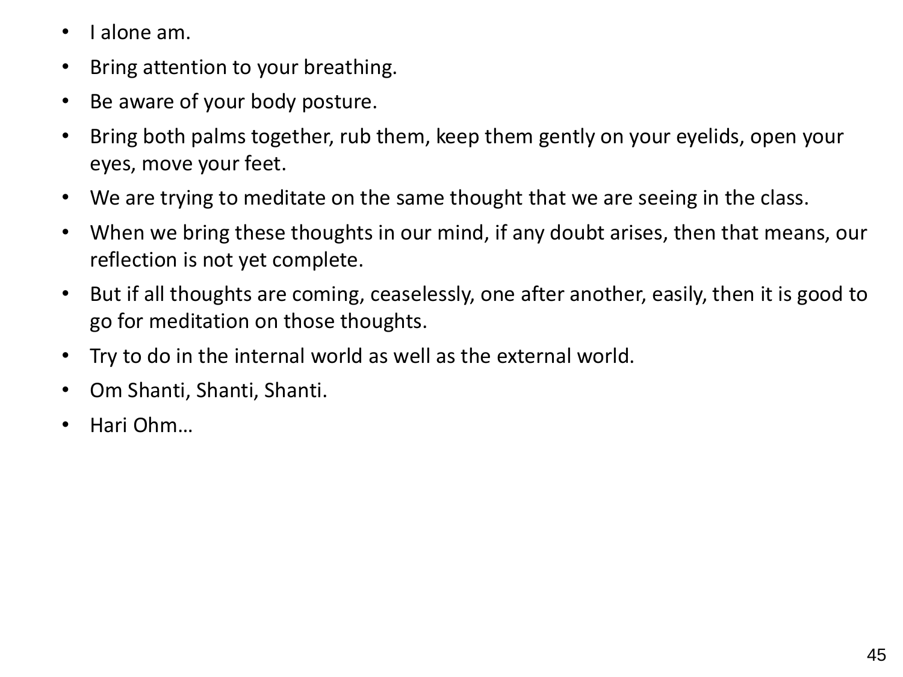- I alone am.
- Bring attention to your breathing.
- Be aware of your body posture.
- Bring both palms together, rub them, keep them gently on your eyelids, open your eyes, move your feet.
- We are trying to meditate on the same thought that we are seeing in the class.
- When we bring these thoughts in our mind, if any doubt arises, then that means, our reflection is not yet complete.
- But if all thoughts are coming, ceaselessly, one after another, easily, then it is good to go for meditation on those thoughts.
- Try to do in the internal world as well as the external world.
- Om Shanti, Shanti, Shanti.
- Hari Ohm…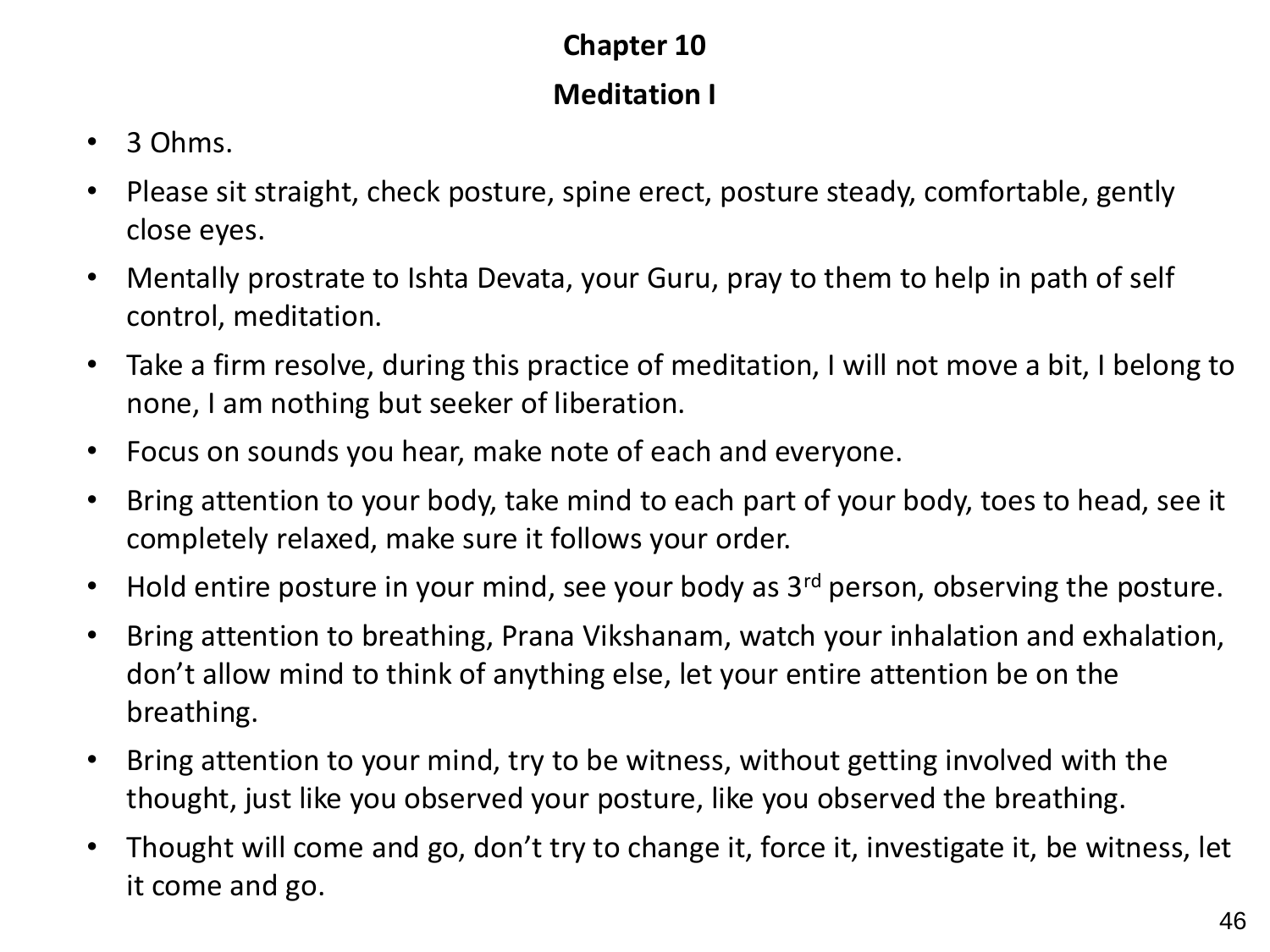# Chapter 10

## Meditation I

- 3 Ohms.
- Please sit straight, check posture, spine erect, posture steady, comfortable, gently close eyes.
- Mentally prostrate to Ishta Devata, your Guru, pray to them to help in path of self control, meditation.
- Take a firm resolve, during this practice of meditation, I will not move a bit, I belong to none, I am nothing but seeker of liberation.
- Focus on sounds you hear, make note of each and everyone.
- Bring attention to your body, take mind to each part of your body, toes to head, see it completely relaxed, make sure it follows your order.
- Hold entire posture in your mind, see your body as 3rd person, observing the posture.
- Bring attention to breathing, Prana Vikshanam, watch your inhalation and exhalation, don't allow mind to think of anything else, let your entire attention be on the breathing.
- Bring attention to your mind, try to be witness, without getting involved with the thought, just like you observed your posture, like you observed the breathing.
- Thought will come and go, don't try to change it, force it, investigate it, be witness, let it come and go.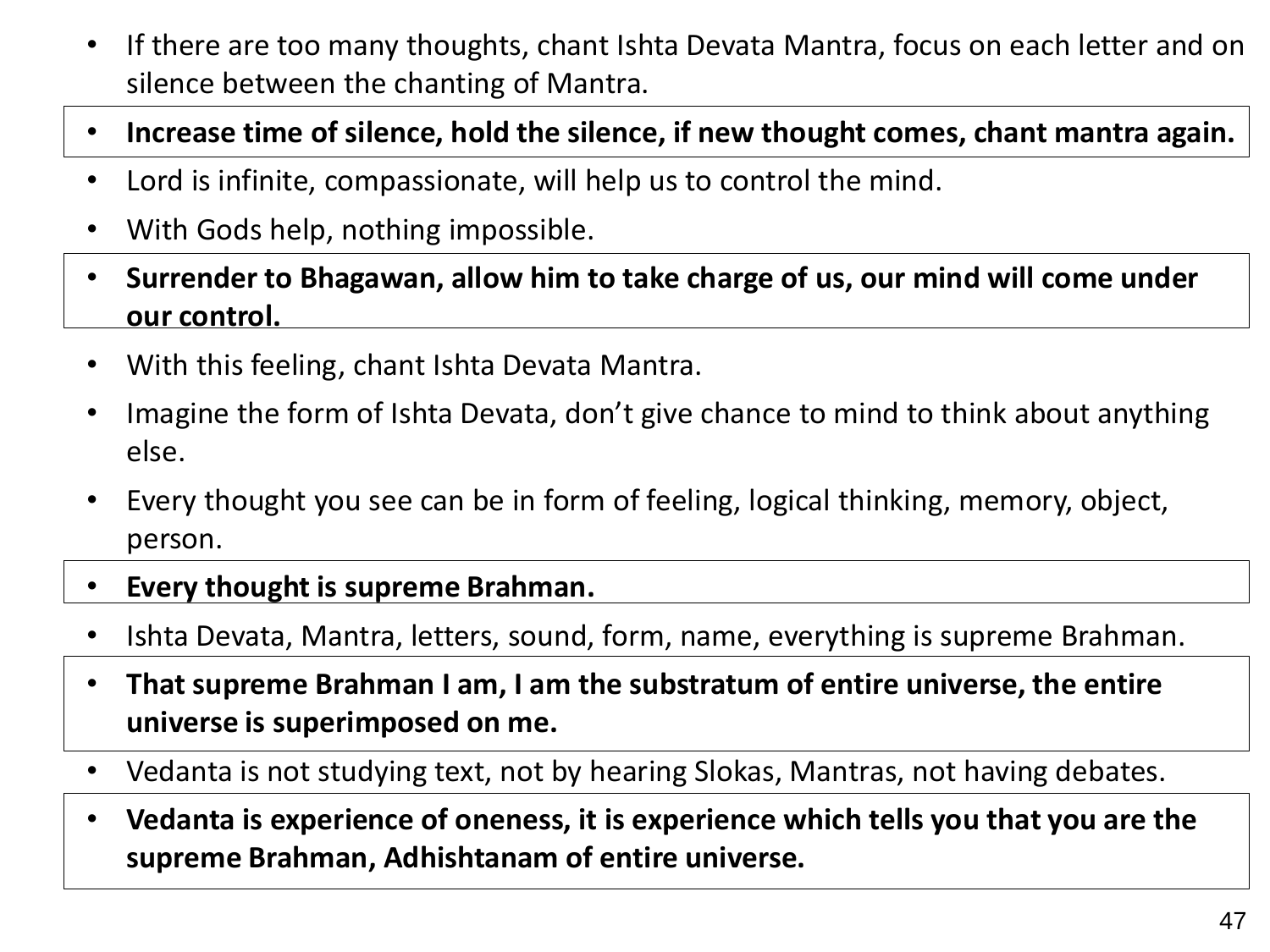- If there are too many thoughts, chant Ishta Devata Mantra, focus on each letter and on silence between the chanting of Mantra.
- **Increase time of silence, hold the silence, if new thought comes, chant mantra again.**
- Lord is infinite, compassionate, will help us to control the mind.
- With Gods help, nothing impossible.
- **Surrender to Bhagawan, allow him to take charge of us, our mind will come under our control.**
- With this feeling, chant Ishta Devata Mantra.
- Imagine the form of Ishta Devata, don't give chance to mind to think about anything else.
- Every thought you see can be in form of feeling, logical thinking, memory, object, person.
- **Every thought is supreme Brahman.**
- Ishta Devata, Mantra, letters, sound, form, name, everything is supreme Brahman.
- **That supreme Brahman I am, I am the substratum of entire universe, the entire universe is superimposed on me.**
- Vedanta is not studying text, not by hearing Slokas, Mantras, not having debates.
- **Vedanta is experience of oneness, it is experience which tells you that you are the supreme Brahman, Adhishtanam of entire universe.**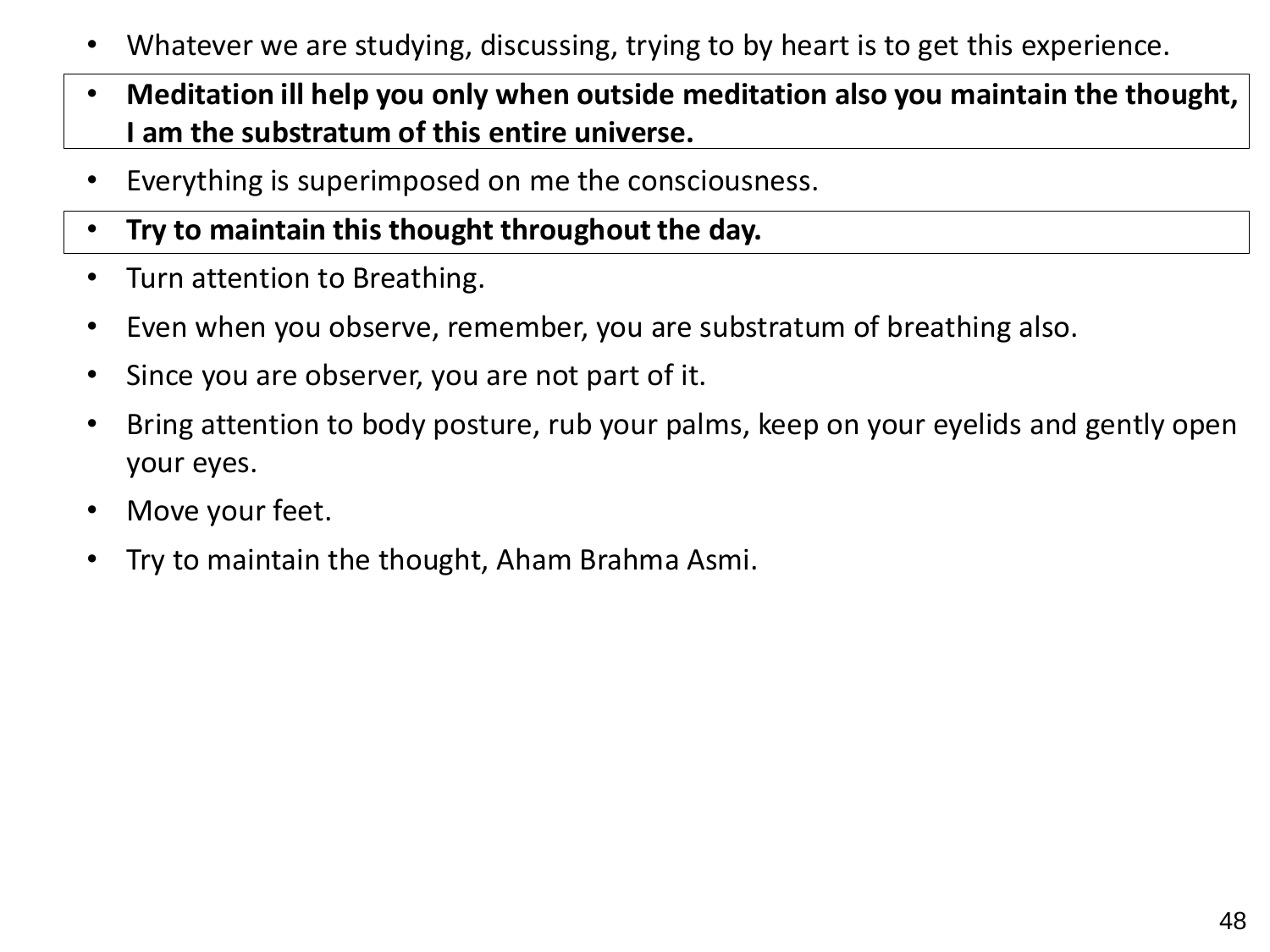- Whatever we are studying, discussing, trying to by heart is to get this experience.
- **Meditation ill help you only when outside meditation also you maintain the thought, I am the substratum of this entire universe.**
- Everything is superimposed on me the consciousness.
- **Try to maintain this thought throughout the day.**
- Turn attention to Breathing.
- Even when you observe, remember, you are substratum of breathing also.
- Since you are observer, you are not part of it.
- Bring attention to body posture, rub your palms, keep on your eyelids and gently open your eyes.
- Move your feet.
- Try to maintain the thought, Aham Brahma Asmi.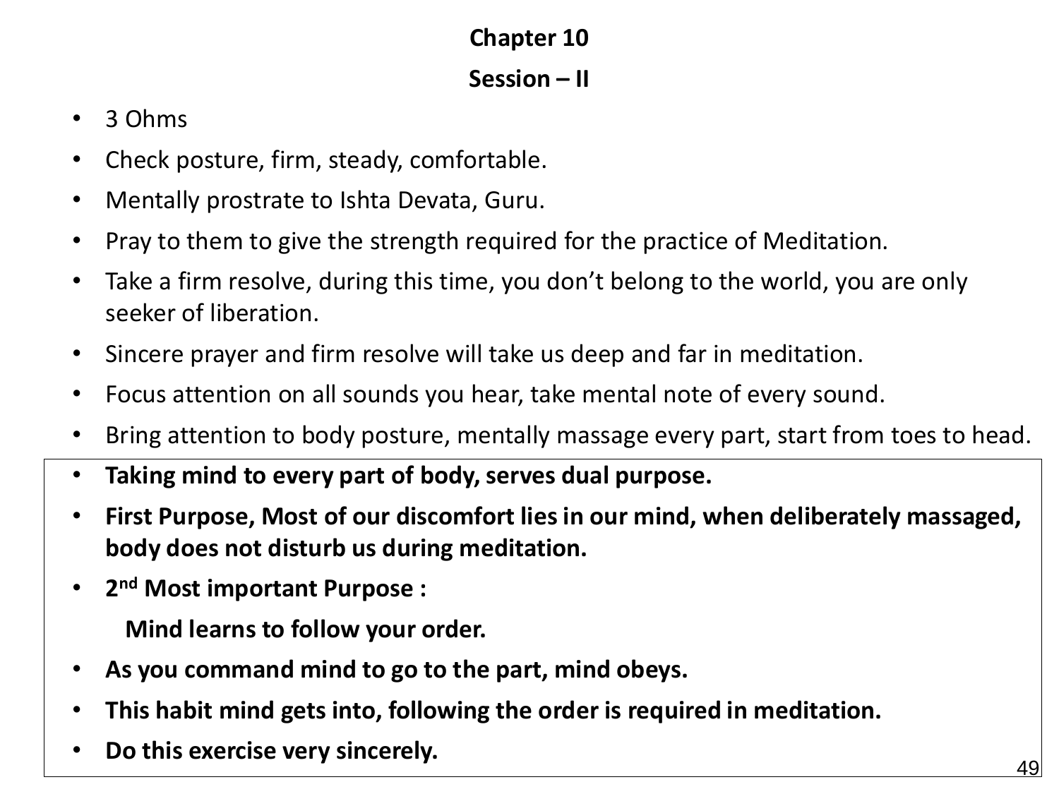**Chapter 10**

**Session – II**

- 3 Ohms
- Check posture, firm, steady, comfortable.
- Mentally prostrate to Ishta Devata, Guru.
- Pray to them to give the strength required for the practice of Meditation.
- Take a firm resolve, during this time, you don't belong to the world, you are only seeker of liberation.
- Sincere prayer and firm resolve will take us deep and far in meditation.
- Focus attention on all sounds you hear, take mental note of every sound.
- Bring attention to body posture, mentally massage every part, start from toes to head.
- **Taking mind to every part of body, serves dual purpose.**
- **First Purpose, Most of our discomfort lies in our mind, when deliberately massaged, body does not disturb us during meditation.**
- **2nd Most important Purpose :**

  **Mind learns to follow your order.**
- **As you command mind to go to the part, mind obeys.**
- **This habit mind gets into, following the order is required in meditation.**
- **Do this exercise very sincerely.**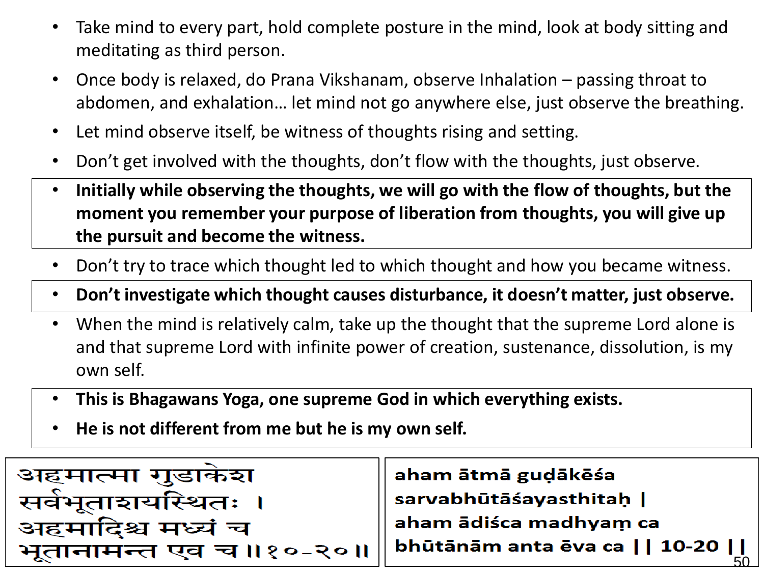- Take mind to every part, hold complete posture in the mind, look at body sitting and meditating as third person.
- Once body is relaxed, do Prana Vikshanam, observe Inhalation – passing throat to abdomen, and exhalation… let mind not go anywhere else, just observe the breathing.
- Let mind observe itself, be witness of thoughts rising and setting.
- Don't get involved with the thoughts, don't flow with the thoughts, just observe.
- **Initially while observing the thoughts, we will go with the flow of thoughts, but the moment you remember your purpose of liberation from thoughts, you will give up the pursuit and become the witness.**
- Don't try to trace which thought led to which thought and how you became witness.
- **Don't investigate which thought causes disturbance, it doesn't matter, just observe.**
- When the mind is relatively calm, take up the thought that the supreme Lord alone is and that supreme Lord with infinite power of creation, sustenance, dissolution, is my own self.
- **This is Bhagawans Yoga, one supreme God in which everything exists.**
- **He is not different from me but he is my own self.**

| अहमात्मा गुडाकेश<br>सर्वभूताशयस्थितः ।<br>अहमादिश्च मध्यं च<br>भूतानामन्त एव च ॥१०-२०॥ | aham ātmā guḍākēśa<br>sarvabhūtāśayasthitaḥ \|<br>aham ādiśca madhyaṃ ca<br>bhūtānām anta ēva ca \|\| 10-20 \|\| |
|---|---|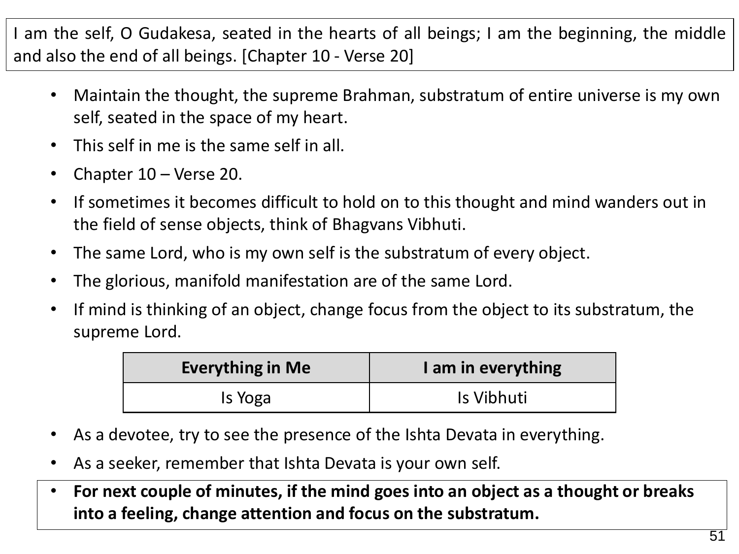I am the self, O Gudakesa, seated in the hearts of all beings; I am the beginning, the middle and also the end of all beings. [Chapter 10 - Verse 20]

- Maintain the thought, the supreme Brahman, substratum of entire universe is my own self, seated in the space of my heart.
- This self in me is the same self in all.
- Chapter 10 – Verse 20.
- If sometimes it becomes difficult to hold on to this thought and mind wanders out in the field of sense objects, think of Bhagvans Vibhuti.
- The same Lord, who is my own self is the substratum of every object.
- The glorious, manifold manifestation are of the same Lord.
- If mind is thinking of an object, change focus from the object to its substratum, the supreme Lord.

| Everything in Me | I am in everything |
| --- | --- |
| Is Yoga | Is Vibhuti |

- As a devotee, try to see the presence of the Ishta Devata in everything.
- As a seeker, remember that Ishta Devata is your own self.
- **For next couple of minutes, if the mind goes into an object as a thought or breaks into a feeling, change attention and focus on the substratum.**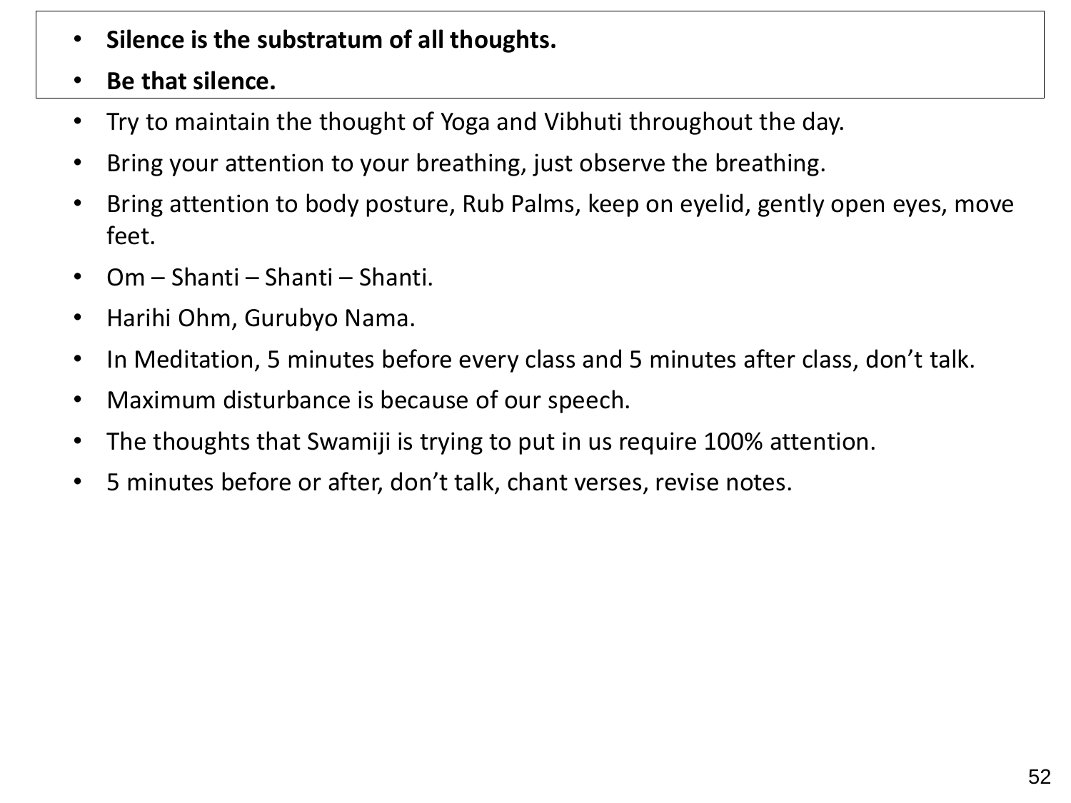- **Silence is the substratum of all thoughts.**
- **Be that silence.**
- Try to maintain the thought of Yoga and Vibhuti throughout the day.
- Bring your attention to your breathing, just observe the breathing.
- Bring attention to body posture, Rub Palms, keep on eyelid, gently open eyes, move feet.
- Om – Shanti – Shanti – Shanti.
- Harihi Ohm, Gurubyo Nama.
- In Meditation, 5 minutes before every class and 5 minutes after class, don't talk.
- Maximum disturbance is because of our speech.
- The thoughts that Swamiji is trying to put in us require 100% attention.
- 5 minutes before or after, don't talk, chant verses, revise notes.